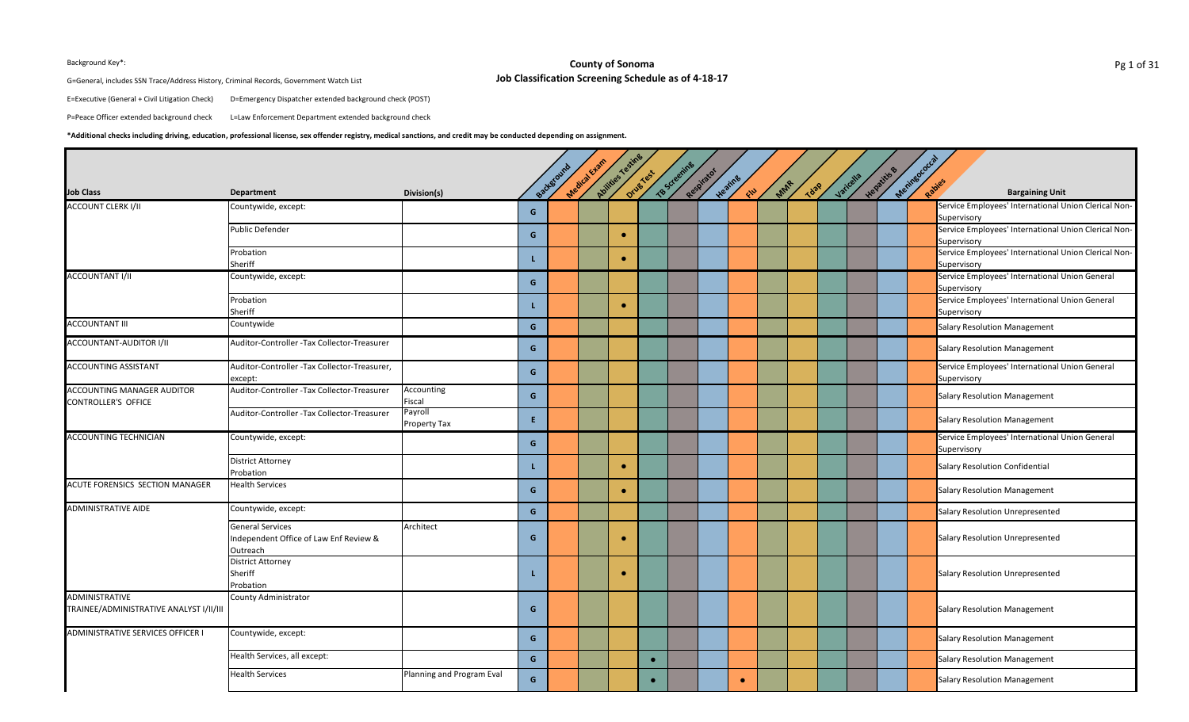Background Key*:

G=General, includes SSN Trace/Address History, Criminal Records, Government Watch List

E=Executive (General + Civil Litigation Check)    D=Emergency Dispatcher extended background check (POST)

P=Peace Officer extended background check    L=Law Enforcement Department extended background check

**\*Additional checks including driving, education, professional license, sex offender registry, medical sanctions, and credit may be conducted depending on assignment.**

# County of Sonoma
## Job Classification Screening Schedule as of 4-18-17

| Job Class | Department | Division(s) | Background | Medical Exam | Abilities Testing | Drug Test | TB Screening | Respirator | Hearing | Flu | MMR | Tdap | Varicella | Hepatitis B | Meningococcal | Rabies | Bargaining Unit |
|---|---|---|---|---|---|---|---|---|---|---|---|---|---|---|---|---|---|
| ACCOUNT CLERK I/II | Countywide, except: | | G | | | | | | | | | | | | | | Service Employees' International Union Clerical Non-Supervisory |
| | Public Defender | | G | | | ● | | | | | | | | | | | Service Employees' International Union Clerical Non-Supervisory |
| | Probation<br>Sheriff | | L | | | ● | | | | | | | | | | | Service Employees' International Union Clerical Non-Supervisory |
| ACCOUNTANT I/II | Countywide, except: | | G | | | | | | | | | | | | | | Service Employees' International Union General Supervisory |
| | Probation<br>Sheriff | | L | | | ● | | | | | | | | | | | Service Employees' International Union General Supervisory |
| ACCOUNTANT III | Countywide | | G | | | | | | | | | | | | | | Salary Resolution Management |
| ACCOUNTANT-AUDITOR I/II | Auditor-Controller -Tax Collector-Treasurer | | G | | | | | | | | | | | | | | Salary Resolution Management |
| ACCOUNTING ASSISTANT | Auditor-Controller -Tax Collector-Treasurer, except: | | G | | | | | | | | | | | | | | Service Employees' International Union General Supervisory |
| ACCOUNTING MANAGER AUDITOR CONTROLLER'S OFFICE | Auditor-Controller -Tax Collector-Treasurer | Accounting<br>Fiscal | G | | | | | | | | | | | | | | Salary Resolution Management |
| | Auditor-Controller -Tax Collector-Treasurer | Payroll<br>Property Tax | E | | | | | | | | | | | | | | Salary Resolution Management |
| ACCOUNTING TECHNICIAN | Countywide, except: | | G | | | | | | | | | | | | | | Service Employees' International Union General Supervisory |
| | District Attorney<br>Probation | | L | | | ● | | | | | | | | | | | Salary Resolution Confidential |
| ACUTE FORENSICS SECTION MANAGER | Health Services | | G | | | ● | | | | | | | | | | | Salary Resolution Management |
| ADMINISTRATIVE AIDE | Countywide, except: | | G | | | | | | | | | | | | | | Salary Resolution Unrepresented |
| | General Services<br>Independent Office of Law Enf Review & Outreach | Architect | G | | | ● | | | | | | | | | | | Salary Resolution Unrepresented |
| | District Attorney<br>Sheriff<br>Probation | | L | | | ● | | | | | | | | | | | Salary Resolution Unrepresented |
| ADMINISTRATIVE TRAINEE/ADMINISTRATIVE ANALYST I/II/III | County Administrator | | G | | | | | | | | | | | | | | Salary Resolution Management |
| ADMINISTRATIVE SERVICES OFFICER I | Countywide, except: | | G | | | | | | | | | | | | | | Salary Resolution Management |
| | Health Services, all except: | | G | | | | ● | | | | | | | | | | Salary Resolution Management |
| | Health Services | Planning and Program Eval | G | | | | ● | | | ● | | | | | | | Salary Resolution Management |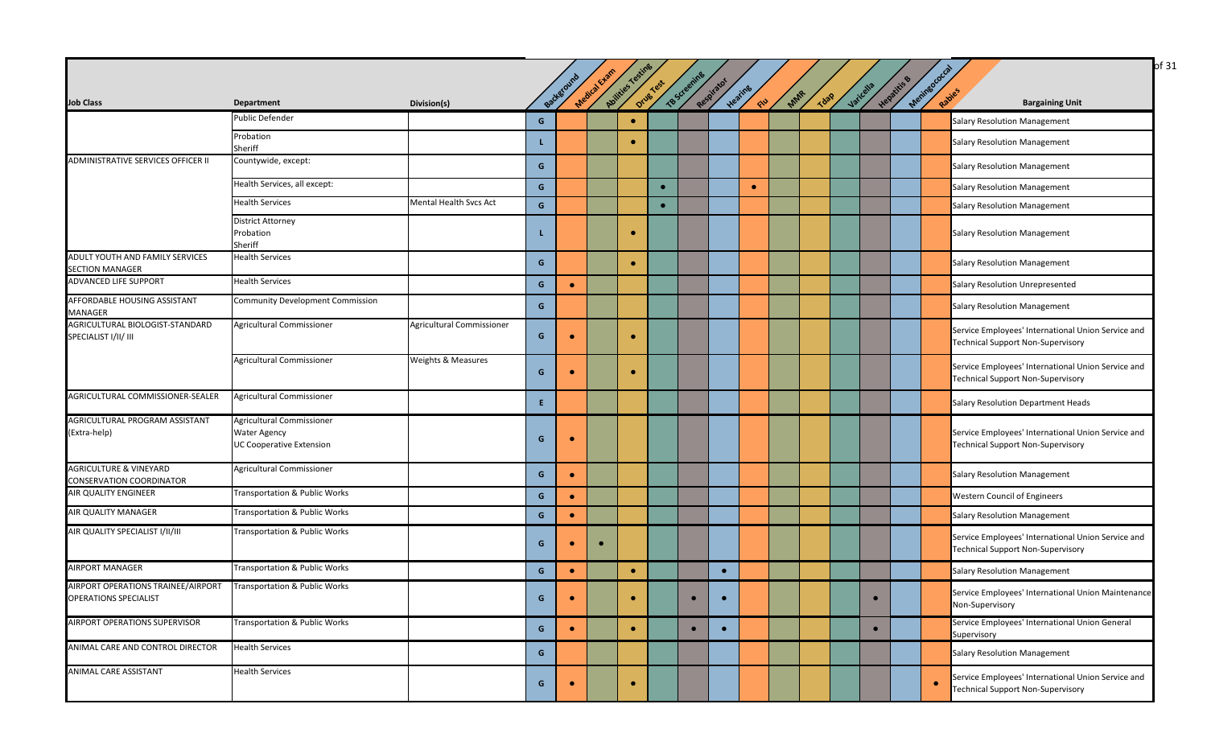| Job Class | Department | Division(s) | | Background | Medical Exam | Abilities Testing | Drug Test | TB Screening | Respirator | Hearing | Flu | MMR | Tdap | Varicella | Hepatitis B | Meningococcal | Rabies | Bargaining Unit |
|---|---|---|---|---|---|---|---|---|---|---|---|---|---|---|---|---|---|---|
| | Public Defender | | G | | | ● | | | | | | | | | | | | Salary Resolution Management |
| | Probation<br>Sheriff | | L | | | ● | | | | | | | | | | | | Salary Resolution Management |
| ADMINISTRATIVE SERVICES OFFICER II | Countywide, except: | | G | | | | | | | | | | | | | | | Salary Resolution Management |
| | Health Services, all except: | | G | | | | ● | | | ● | | | | | | | | Salary Resolution Management |
| | Health Services | Mental Health Svcs Act | G | | | | ● | | | | | | | | | | | Salary Resolution Management |
| | District Attorney<br>Probation<br>Sheriff | | L | | | ● | | | | | | | | | | | | Salary Resolution Management |
| ADULT YOUTH AND FAMILY SERVICES SECTION MANAGER | Health Services | | G | | | ● | | | | | | | | | | | | Salary Resolution Management |
| ADVANCED LIFE SUPPORT | Health Services | | G | ● | | | | | | | | | | | | | | Salary Resolution Unrepresented |
| AFFORDABLE HOUSING ASSISTANT MANAGER | Community Development Commission | | G | | | | | | | | | | | | | | | Salary Resolution Management |
| AGRICULTURAL BIOLOGIST-STANDARD SPECIALIST I/II/ III | Agricultural Commissioner | Agricultural Commissioner | G | ● | | ● | | | | | | | | | | | | Service Employees' International Union Service and Technical Support Non-Supervisory |
| | Agricultural Commissioner | Weights & Measures | G | ● | | ● | | | | | | | | | | | | Service Employees' International Union Service and Technical Support Non-Supervisory |
| AGRICULTURAL COMMISSIONER-SEALER | Agricultural Commissioner | | E | | | | | | | | | | | | | | | Salary Resolution Department Heads |
| AGRICULTURAL PROGRAM ASSISTANT (Extra-help) | Agricultural Commissioner<br>Water Agency<br>UC Cooperative Extension | | G | ● | | | | | | | | | | | | | | Service Employees' International Union Service and Technical Support Non-Supervisory |
| AGRICULTURE & VINEYARD CONSERVATION COORDINATOR | Agricultural Commissioner | | G | ● | | | | | | | | | | | | | | Salary Resolution Management |
| AIR QUALITY ENGINEER | Transportation & Public Works | | G | ● | | | | | | | | | | | | | | Western Council of Engineers |
| AIR QUALITY MANAGER | Transportation & Public Works | | G | ● | | | | | | | | | | | | | | Salary Resolution Management |
| AIR QUALITY SPECIALIST I/II/III | Transportation & Public Works | | G | ● | ● | | | | | | | | | | | | | Service Employees' International Union Service and Technical Support Non-Supervisory |
| AIRPORT MANAGER | Transportation & Public Works | | G | ● | | ● | | | ● | | | | | | | | | Salary Resolution Management |
| AIRPORT OPERATIONS TRAINEE/AIRPORT OPERATIONS SPECIALIST | Transportation & Public Works | | G | ● | | ● | | ● | ● | | | | | ● | | | | Service Employees' International Union Maintenance Non-Supervisory |
| AIRPORT OPERATIONS SUPERVISOR | Transportation & Public Works | | G | ● | | ● | | ● | ● | | | | | ● | | | | Service Employees' International Union General Supervisory |
| ANIMAL CARE AND CONTROL DIRECTOR | Health Services | | G | | | | | | | | | | | | | | | Salary Resolution Management |
| ANIMAL CARE ASSISTANT | Health Services | | G | ● | | ● | | | | | | | | | | | ● | Service Employees' International Union Service and Technical Support Non-Supervisory |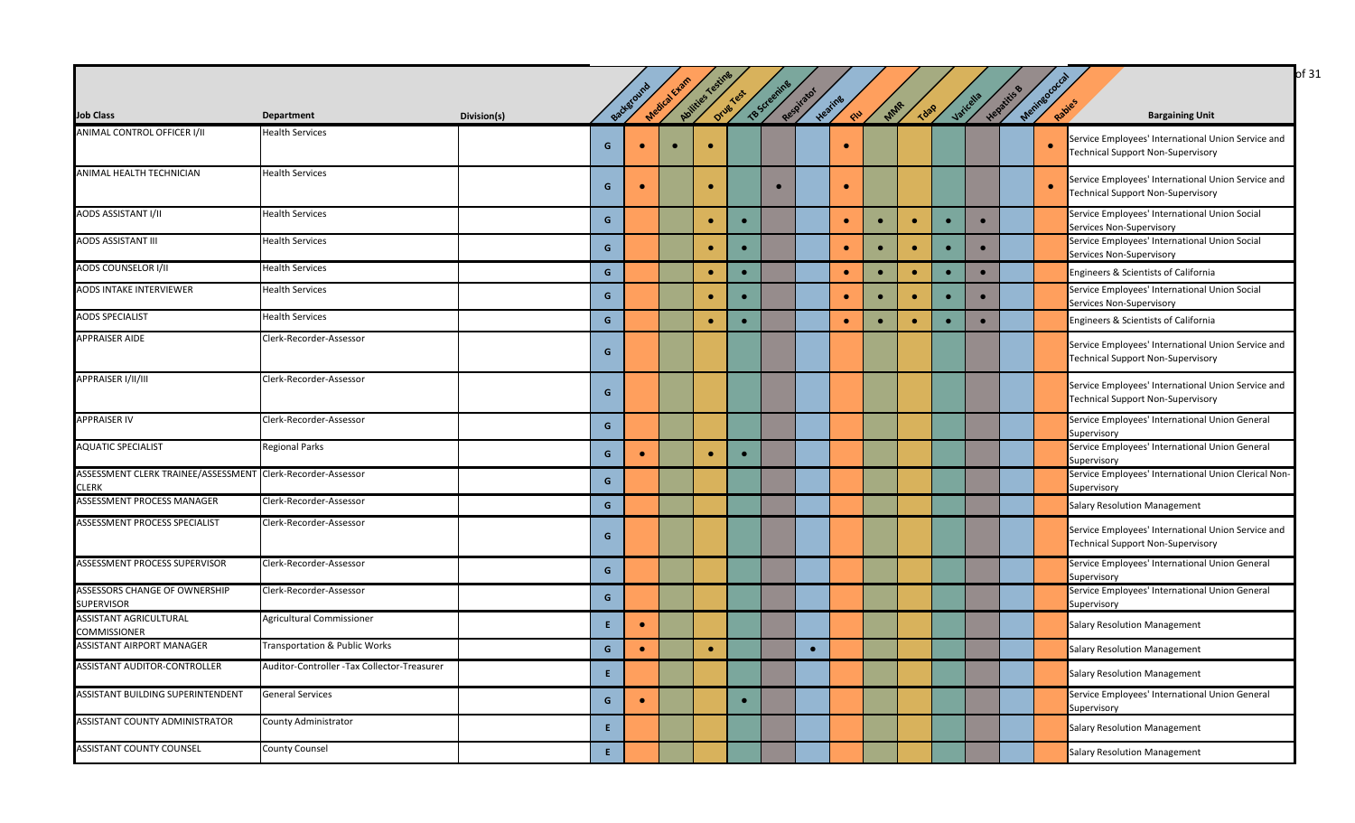| Job Class | Department | Division(s) | Background | Medical Exam | Abilities Testing | Drug Test | TB Screening | Respirator | Hearing | Flu | MMR | Tdap | Varicella | Hepatitis B | Meningococcal | Rabies | Bargaining Unit |
|---|---|---|---|---|---|---|---|---|---|---|---|---|---|---|---|---|---|
| ANIMAL CONTROL OFFICER I/II | Health Services | | G | ● | ● | ● | | | | ● | | | | | | ● | Service Employees' International Union Service and Technical Support Non-Supervisory |
| ANIMAL HEALTH TECHNICIAN | Health Services | | G | ● | | ● | | ● | | ● | | | | | | ● | Service Employees' International Union Service and Technical Support Non-Supervisory |
| AODS ASSISTANT I/II | Health Services | | G | | | ● | ● | | | ● | ● | ● | ● | ● | | | Service Employees' International Union Social Services Non-Supervisory |
| AODS ASSISTANT III | Health Services | | G | | | ● | ● | | | ● | ● | ● | ● | ● | | | Service Employees' International Union Social Services Non-Supervisory |
| AODS COUNSELOR I/II | Health Services | | G | | | ● | ● | | | ● | ● | ● | ● | ● | | | Engineers & Scientists of California |
| AODS INTAKE INTERVIEWER | Health Services | | G | | | ● | ● | | | ● | ● | ● | ● | ● | | | Service Employees' International Union Social Services Non-Supervisory |
| AODS SPECIALIST | Health Services | | G | | | ● | ● | | | ● | ● | ● | ● | ● | | | Engineers & Scientists of California |
| APPRAISER AIDE | Clerk-Recorder-Assessor | | G | | | | | | | | | | | | | | Service Employees' International Union Service and Technical Support Non-Supervisory |
| APPRAISER I/II/III | Clerk-Recorder-Assessor | | G | | | | | | | | | | | | | | Service Employees' International Union Service and Technical Support Non-Supervisory |
| APPRAISER IV | Clerk-Recorder-Assessor | | G | | | | | | | | | | | | | | Service Employees' International Union General Supervisory |
| AQUATIC SPECIALIST | Regional Parks | | G | ● | | ● | ● | | | | | | | | | | Service Employees' International Union General Supervisory |
| ASSESSMENT CLERK TRAINEE/ASSESSMENT CLERK | Clerk-Recorder-Assessor | | G | | | | | | | | | | | | | | Service Employees' International Union Clerical Non-Supervisory |
| ASSESSMENT PROCESS MANAGER | Clerk-Recorder-Assessor | | G | | | | | | | | | | | | | | Salary Resolution Management |
| ASSESSMENT PROCESS SPECIALIST | Clerk-Recorder-Assessor | | G | | | | | | | | | | | | | | Service Employees' International Union Service and Technical Support Non-Supervisory |
| ASSESSMENT PROCESS SUPERVISOR | Clerk-Recorder-Assessor | | G | | | | | | | | | | | | | | Service Employees' International Union General Supervisory |
| ASSESSORS CHANGE OF OWNERSHIP SUPERVISOR | Clerk-Recorder-Assessor | | G | | | | | | | | | | | | | | Service Employees' International Union General Supervisory |
| ASSISTANT AGRICULTURAL COMMISSIONER | Agricultural Commissioner | | E | ● | | | | | | | | | | | | | Salary Resolution Management |
| ASSISTANT AIRPORT MANAGER | Transportation & Public Works | | G | ● | | ● | | | ● | | | | | | | | Salary Resolution Management |
| ASSISTANT AUDITOR-CONTROLLER | Auditor-Controller -Tax Collector-Treasurer | | E | | | | | | | | | | | | | | Salary Resolution Management |
| ASSISTANT BUILDING SUPERINTENDENT | General Services | | G | ● | | | ● | | | | | | | | | | Service Employees' International Union General Supervisory |
| ASSISTANT COUNTY ADMINISTRATOR | County Administrator | | E | | | | | | | | | | | | | | Salary Resolution Management |
| ASSISTANT COUNTY COUNSEL | County Counsel | | E | | | | | | | | | | | | | | Salary Resolution Management |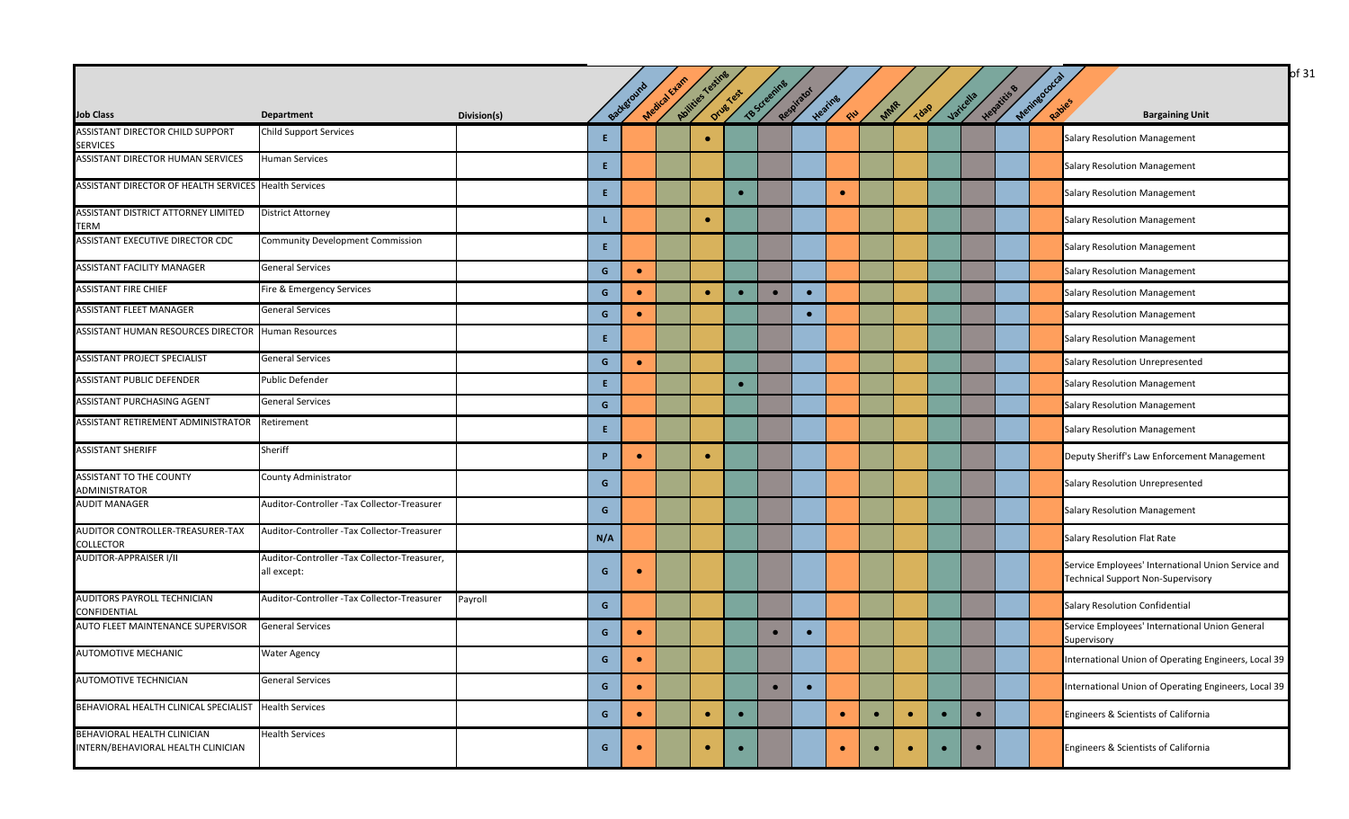| Job Class | Department | Division(s) | Background | Medical Exam | Abilities Testing | Drug Test | TB Screening | Respirator | Hearing | Flu | MMR | Tdap | Varicella | Hepatitis B | Meningococcal | Rabies | Bargaining Unit |
|---|---|---|---|---|---|---|---|---|---|---|---|---|---|---|---|---|---|
| ASSISTANT DIRECTOR CHILD SUPPORT SERVICES | Child Support Services | | E | | | • | | | | | | | | | | | Salary Resolution Management |
| ASSISTANT DIRECTOR HUMAN SERVICES | Human Services | | E | | | | | | | | | | | | | | Salary Resolution Management |
| ASSISTANT DIRECTOR OF HEALTH SERVICES | Health Services | | E | | | | • | | | • | | | | | | | Salary Resolution Management |
| ASSISTANT DISTRICT ATTORNEY LIMITED TERM | District Attorney | | L | | | • | | | | | | | | | | | Salary Resolution Management |
| ASSISTANT EXECUTIVE DIRECTOR CDC | Community Development Commission | | E | | | | | | | | | | | | | | Salary Resolution Management |
| ASSISTANT FACILITY MANAGER | General Services | | G | • | | | | | | | | | | | | | Salary Resolution Management |
| ASSISTANT FIRE CHIEF | Fire & Emergency Services | | G | • | | • | • | • | • | | | | | | | | Salary Resolution Management |
| ASSISTANT FLEET MANAGER | General Services | | G | • | | | | | • | | | | | | | | Salary Resolution Management |
| ASSISTANT HUMAN RESOURCES DIRECTOR | Human Resources | | E | | | | | | | | | | | | | | Salary Resolution Management |
| ASSISTANT PROJECT SPECIALIST | General Services | | G | • | | | | | | | | | | | | | Salary Resolution Unrepresented |
| ASSISTANT PUBLIC DEFENDER | Public Defender | | E | | | | • | | | | | | | | | | Salary Resolution Management |
| ASSISTANT PURCHASING AGENT | General Services | | G | | | | | | | | | | | | | | Salary Resolution Management |
| ASSISTANT RETIREMENT ADMINISTRATOR | Retirement | | E | | | | | | | | | | | | | | Salary Resolution Management |
| ASSISTANT SHERIFF | Sheriff | | P | • | | • | | | | | | | | | | | Deputy Sheriff's Law Enforcement Management |
| ASSISTANT TO THE COUNTY ADMINISTRATOR | County Administrator | | G | | | | | | | | | | | | | | Salary Resolution Unrepresented |
| AUDIT MANAGER | Auditor-Controller -Tax Collector-Treasurer | | G | | | | | | | | | | | | | | Salary Resolution Management |
| AUDITOR CONTROLLER-TREASURER-TAX COLLECTOR | Auditor-Controller -Tax Collector-Treasurer | | N/A | | | | | | | | | | | | | | Salary Resolution Flat Rate |
| AUDITOR-APPRAISER I/II | Auditor-Controller -Tax Collector-Treasurer, all except: | | G | • | | | | | | | | | | | | | Service Employees' International Union Service and Technical Support Non-Supervisory |
| AUDITORS PAYROLL TECHNICIAN CONFIDENTIAL | Auditor-Controller -Tax Collector-Treasurer | Payroll | G | | | | | | | | | | | | | | Salary Resolution Confidential |
| AUTO FLEET MAINTENANCE SUPERVISOR | General Services | | G | • | | | | • | • | | | | | | | | Service Employees' International Union General Supervisory |
| AUTOMOTIVE MECHANIC | Water Agency | | G | • | | | | | | | | | | | | | International Union of Operating Engineers, Local 39 |
| AUTOMOTIVE TECHNICIAN | General Services | | G | • | | | | • | • | | | | | | | | International Union of Operating Engineers, Local 39 |
| BEHAVIORAL HEALTH CLINICAL SPECIALIST | Health Services | | G | • | | • | • | | | • | • | • | • | • | | | Engineers & Scientists of California |
| BEHAVIORAL HEALTH CLINICIAN INTERN/BEHAVIORAL HEALTH CLINICIAN | Health Services | | G | • | | • | • | | | • | • | • | • | • | | | Engineers & Scientists of California |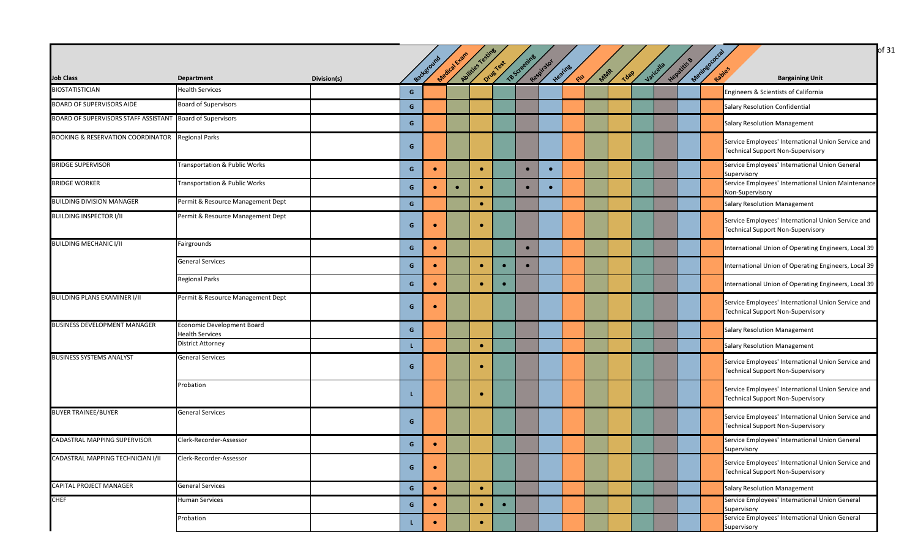| Job Class | Department | Division(s) | Background | Medical Exam | Abilities Testing | Drug Test | TB Screening | Respirator | Hearing | Flu | MMR | Tdap | Varicella | Hepatitis B | Meningococcal | Rabies | Bargaining Unit |
|---|---|---|---|---|---|---|---|---|---|---|---|---|---|---|---|---|---|
| BIOSTATISTICIAN | Health Services | | G | | | | | | | | | | | | | | Engineers & Scientists of California |
| BOARD OF SUPERVISORS AIDE | Board of Supervisors | | G | | | | | | | | | | | | | | Salary Resolution Confidential |
| BOARD OF SUPERVISORS STAFF ASSISTANT | Board of Supervisors | | G | | | | | | | | | | | | | | Salary Resolution Management |
| BOOKING & RESERVATION COORDINATOR | Regional Parks | | G | | | | | | | | | | | | | | Service Employees' International Union Service and Technical Support Non-Supervisory |
| BRIDGE SUPERVISOR | Transportation & Public Works | | G | • | | • | | • | • | | | | | | | | Service Employees' International Union General Supervisory |
| BRIDGE WORKER | Transportation & Public Works | | G | • | • | • | | • | • | | | | | | | | Service Employees' International Union Maintenance Non-Supervisory |
| BUILDING DIVISION MANAGER | Permit & Resource Management Dept | | G | | | • | | | | | | | | | | | Salary Resolution Management |
| BUILDING INSPECTOR I/II | Permit & Resource Management Dept | | G | • | | • | | | | | | | | | | | Service Employees' International Union Service and Technical Support Non-Supervisory |
| BUILDING MECHANIC I/II | Fairgrounds | | G | • | | | | • | | | | | | | | | International Union of Operating Engineers, Local 39 |
| | General Services | | G | • | | • | • | • | | | | | | | | | International Union of Operating Engineers, Local 39 |
| | Regional Parks | | G | • | | • | • | | | | | | | | | | International Union of Operating Engineers, Local 39 |
| BUILDING PLANS EXAMINER I/II | Permit & Resource Management Dept | | G | • | | | | | | | | | | | | | Service Employees' International Union Service and Technical Support Non-Supervisory |
| BUSINESS DEVELOPMENT MANAGER | Economic Development Board<br>Health Services | | G | | | | | | | | | | | | | | Salary Resolution Management |
| | District Attorney | | L | | | • | | | | | | | | | | | Salary Resolution Management |
| BUSINESS SYSTEMS ANALYST | General Services | | G | | | • | | | | | | | | | | | Service Employees' International Union Service and Technical Support Non-Supervisory |
| | Probation | | L | | | • | | | | | | | | | | | Service Employees' International Union Service and Technical Support Non-Supervisory |
| BUYER TRAINEE/BUYER | General Services | | G | | | | | | | | | | | | | | Service Employees' International Union Service and Technical Support Non-Supervisory |
| CADASTRAL MAPPING SUPERVISOR | Clerk-Recorder-Assessor | | G | • | | | | | | | | | | | | | Service Employees' International Union General Supervisory |
| CADASTRAL MAPPING TECHNICIAN I/II | Clerk-Recorder-Assessor | | G | • | | | | | | | | | | | | | Service Employees' International Union Service and Technical Support Non-Supervisory |
| CAPITAL PROJECT MANAGER | General Services | | G | • | | • | | | | | | | | | | | Salary Resolution Management |
| CHEF | Human Services | | G | • | | • | • | | | | | | | | | | Service Employees' International Union General Supervisory |
| | Probation | | L | • | | • | | | | | | | | | | | Service Employees' International Union General Supervisory |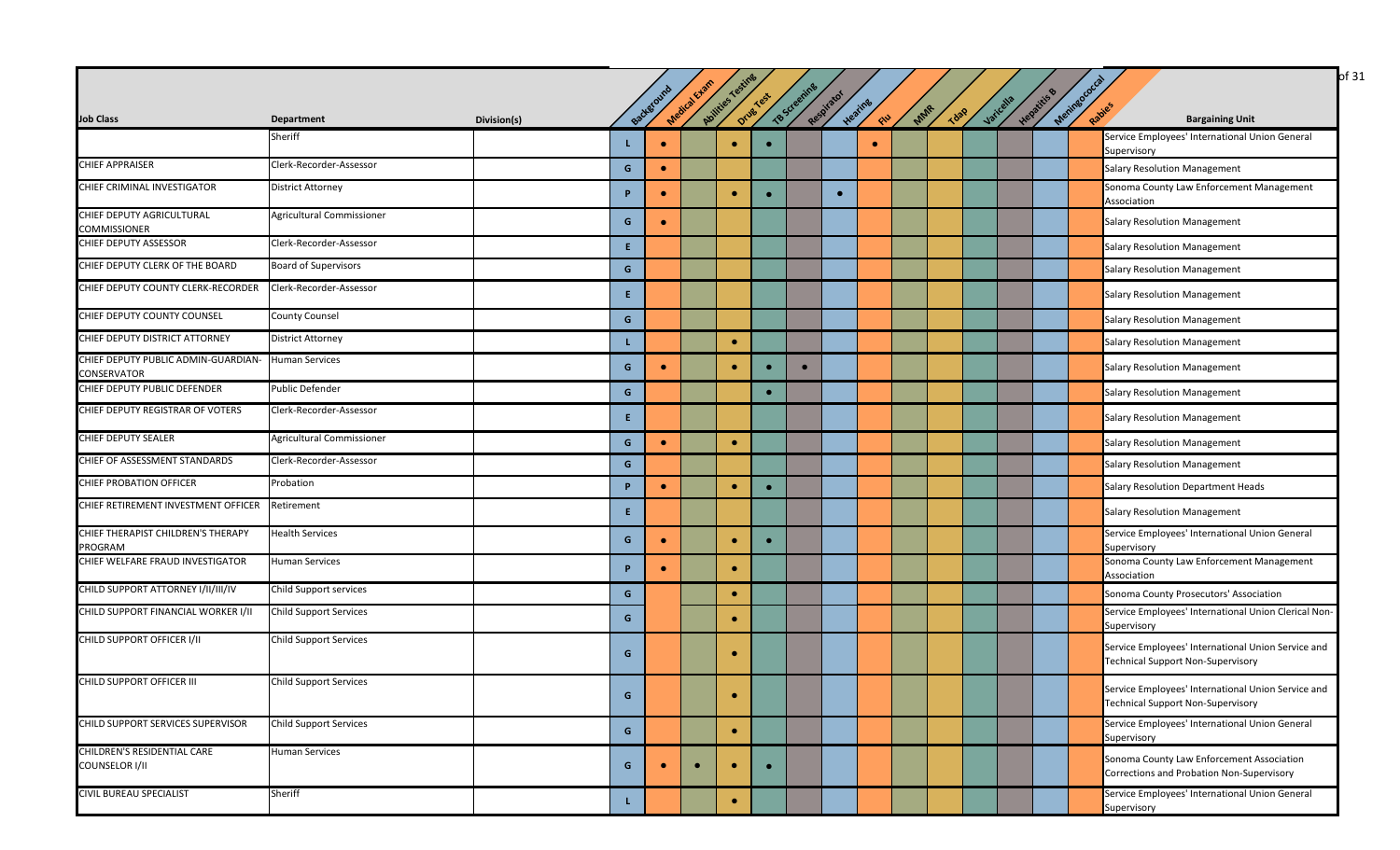| Job Class | Department | Division(s) | Background | Medical Exam | Abilities Testing | Drug Test | TB Screening | Respirator | Hearing | Flu | MMR | Tdap | Varicella | Hepatitis B | Meningococcal | Rabies | Bargaining Unit |
|---|---|---|---|---|---|---|---|---|---|---|---|---|---|---|---|---|---|
| | Sheriff | | L | ● | | ● | ● | | | ● | | | | | | | Service Employees' International Union General Supervisory |
| CHIEF APPRAISER | Clerk-Recorder-Assessor | | G | ● | | | | | | | | | | | | | Salary Resolution Management |
| CHIEF CRIMINAL INVESTIGATOR | District Attorney | | P | ● | | ● | ● | | ● | | | | | | | | Sonoma County Law Enforcement Management Association |
| CHIEF DEPUTY AGRICULTURAL COMMISSIONER | Agricultural Commissioner | | G | ● | | | | | | | | | | | | | Salary Resolution Management |
| CHIEF DEPUTY ASSESSOR | Clerk-Recorder-Assessor | | E | | | | | | | | | | | | | | Salary Resolution Management |
| CHIEF DEPUTY CLERK OF THE BOARD | Board of Supervisors | | G | | | | | | | | | | | | | | Salary Resolution Management |
| CHIEF DEPUTY COUNTY CLERK-RECORDER | Clerk-Recorder-Assessor | | E | | | | | | | | | | | | | | Salary Resolution Management |
| CHIEF DEPUTY COUNTY COUNSEL | County Counsel | | G | | | | | | | | | | | | | | Salary Resolution Management |
| CHIEF DEPUTY DISTRICT ATTORNEY | District Attorney | | L | | | ● | | | | | | | | | | | Salary Resolution Management |
| CHIEF DEPUTY PUBLIC ADMIN-GUARDIAN-CONSERVATOR | Human Services | | G | ● | | ● | ● | ● | | | | | | | | | Salary Resolution Management |
| CHIEF DEPUTY PUBLIC DEFENDER | Public Defender | | G | | | | ● | | | | | | | | | | Salary Resolution Management |
| CHIEF DEPUTY REGISTRAR OF VOTERS | Clerk-Recorder-Assessor | | E | | | | | | | | | | | | | | Salary Resolution Management |
| CHIEF DEPUTY SEALER | Agricultural Commissioner | | G | ● | | ● | | | | | | | | | | | Salary Resolution Management |
| CHIEF OF ASSESSMENT STANDARDS | Clerk-Recorder-Assessor | | G | | | | | | | | | | | | | | Salary Resolution Management |
| CHIEF PROBATION OFFICER | Probation | | P | ● | | ● | ● | | | | | | | | | | Salary Resolution Department Heads |
| CHIEF RETIREMENT INVESTMENT OFFICER | Retirement | | E | | | | | | | | | | | | | | Salary Resolution Management |
| CHIEF THERAPIST CHILDREN'S THERAPY PROGRAM | Health Services | | G | ● | | ● | ● | | | | | | | | | | Service Employees' International Union General Supervisory |
| CHIEF WELFARE FRAUD INVESTIGATOR | Human Services | | P | ● | | ● | | | | | | | | | | | Sonoma County Law Enforcement Management Association |
| CHILD SUPPORT ATTORNEY I/II/III/IV | Child Support services | | G | | | ● | | | | | | | | | | | Sonoma County Prosecutors' Association |
| CHILD SUPPORT FINANCIAL WORKER I/II | Child Support Services | | G | | | ● | | | | | | | | | | | Service Employees' International Union Clerical Non-Supervisory |
| CHILD SUPPORT OFFICER I/II | Child Support Services | | G | | | ● | | | | | | | | | | | Service Employees' International Union Service and Technical Support Non-Supervisory |
| CHILD SUPPORT OFFICER III | Child Support Services | | G | | | ● | | | | | | | | | | | Service Employees' International Union Service and Technical Support Non-Supervisory |
| CHILD SUPPORT SERVICES SUPERVISOR | Child Support Services | | G | | | ● | | | | | | | | | | | Service Employees' International Union General Supervisory |
| CHILDREN'S RESIDENTIAL CARE COUNSELOR I/II | Human Services | | G | ● | ● | ● | ● | | | | | | | | | | Sonoma County Law Enforcement Association Corrections and Probation Non-Supervisory |
| CIVIL BUREAU SPECIALIST | Sheriff | | L | | | ● | | | | | | | | | | | Service Employees' International Union General Supervisory |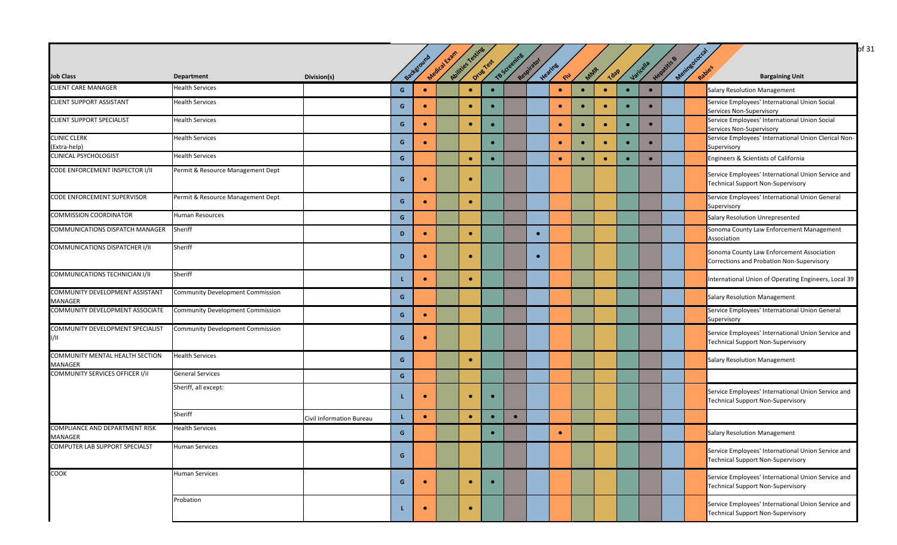| Job Class | Department | Division(s) | Background | Medical Exam | Abilities Testing | Drug Test | TB Screening | Respirator | Hearing | Flu | MMR | Tdap | Varicella | Hepatitis B | Meningococcal | Rabies | Bargaining Unit |
|---|---|---|---|---|---|---|---|---|---|---|---|---|---|---|---|---|---|
| CLIENT CARE MANAGER | Health Services | | G | • | | • | • | | | • | • | • | • | • | | | Salary Resolution Management |
| CLIENT SUPPORT ASSISTANT | Health Services | | G | • | | • | • | | | • | • | • | • | • | | | Service Employees' International Union Social Services Non-Supervisory |
| CLIENT SUPPORT SPECIALIST | Health Services | | G | • | | • | • | | | • | • | • | • | • | | | Service Employees' International Union Social Services Non-Supervisory |
| CLINIC CLERK (Extra-help) | Health Services | | G | • | | | • | | | • | • | • | • | • | | | Service Employees' International Union Clerical Non-Supervisory |
| CLINICAL PSYCHOLOGIST | Health Services | | G | | | • | • | | | • | • | • | • | • | | | Engineers & Scientists of California |
| CODE ENFORCEMENT INSPECTOR I/II | Permit & Resource Management Dept | | G | • | | • | | | | | | | | | | | Service Employees' International Union Service and Technical Support Non-Supervisory |
| CODE ENFORCEMENT SUPERVISOR | Permit & Resource Management Dept | | G | • | | • | | | | | | | | | | | Service Employees' International Union General Supervisory |
| COMMISSION COORDINATOR | Human Resources | | G | | | | | | | | | | | | | | Salary Resolution Unrepresented |
| COMMUNICATIONS DISPATCH MANAGER | Sheriff | | D | • | | • | | | • | | | | | | | | Sonoma County Law Enforcement Management Association |
| COMMUNICATIONS DISPATCHER I/II | Sheriff | | D | • | | • | | | • | | | | | | | | Sonoma County Law Enforcement Association Corrections and Probation Non-Supervisory |
| COMMUNICATIONS TECHNICIAN I/II | Sheriff | | L | • | | • | | | | | | | | | | | International Union of Operating Engineers, Local 39 |
| COMMUNITY DEVELOPMENT ASSISTANT MANAGER | Community Development Commission | | G | | | | | | | | | | | | | | Salary Resolution Management |
| COMMUNITY DEVELOPMENT ASSOCIATE | Community Development Commission | | G | • | | | | | | | | | | | | | Service Employees' International Union General Supervisory |
| COMMUNITY DEVELOPMENT SPECIALIST I/II | Community Development Commission | | G | • | | | | | | | | | | | | | Service Employees' International Union Service and Technical Support Non-Supervisory |
| COMMUNITY MENTAL HEALTH SECTION MANAGER | Health Services | | G | | | • | | | | | | | | | | | Salary Resolution Management |
| COMMUNITY SERVICES OFFICER I/II | General Services | | G | | | | | | | | | | | | | | |
| | Sheriff, all except: | | L | • | | • | • | | | | | | | | | | Service Employees' International Union Service and Technical Support Non-Supervisory |
| | Sheriff | Civil Information Bureau | L | • | | • | • | • | | | | | | | | | |
| COMPLIANCE AND DEPARTMENT RISK MANAGER | Health Services | | G | | | | • | | | • | | | | | | | Salary Resolution Management |
| COMPUTER LAB SUPPORT SPECIALST | Human Services | | G | | | | | | | | | | | | | | Service Employees' International Union Service and Technical Support Non-Supervisory |
| COOK | Human Services | | G | • | | • | • | | | | | | | | | | Service Employees' International Union Service and Technical Support Non-Supervisory |
| | Probation | | L | • | | • | | | | | | | | | | | Service Employees' International Union Service and Technical Support Non-Supervisory |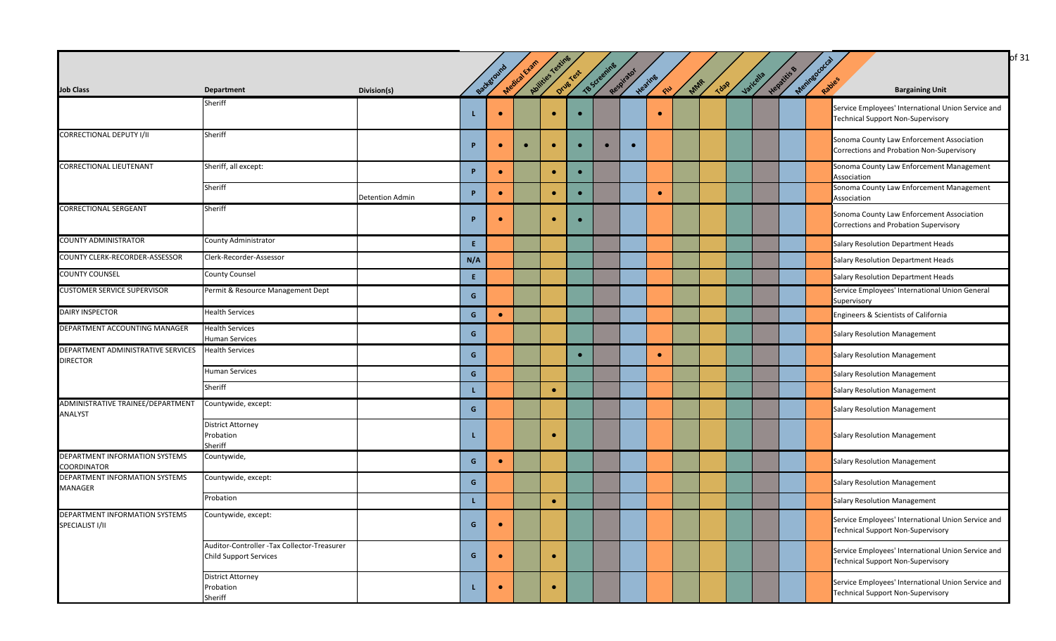| Job Class | Department | Division(s) | | Background | Medical Exam | Abilities Testing | Drug Test | TB Screening | Respirator | Hearing | Flu | MMR | Tdap | Varicella | Hepatitis B | Meningococcal | Rabies | Bargaining Unit |
|---|---|---|---|---|---|---|---|---|---|---|---|---|---|---|---|---|---|---|
| | Sheriff | | L | • | | • | • | | | • | | | | | | | Service Employees' International Union Service and Technical Support Non-Supervisory |
| CORRECTIONAL DEPUTY I/II | Sheriff | | P | • | • | • | • | • | • | | | | | | | | Sonoma County Law Enforcement Association Corrections and Probation Non-Supervisory |
| CORRECTIONAL LIEUTENANT | Sheriff, all except: | | P | • | | • | • | | | | | | | | | | Sonoma County Law Enforcement Management Association |
| | Sheriff | Detention Admin | P | • | | • | • | | | • | | | | | | | Sonoma County Law Enforcement Management Association |
| CORRECTIONAL SERGEANT | Sheriff | | P | • | | • | • | | | | | | | | | | Sonoma County Law Enforcement Association Corrections and Probation Supervisory |
| COUNTY ADMINISTRATOR | County Administrator | | E | | | | | | | | | | | | | | Salary Resolution Department Heads |
| COUNTY CLERK-RECORDER-ASSESSOR | Clerk-Recorder-Assessor | | N/A | | | | | | | | | | | | | | Salary Resolution Department Heads |
| COUNTY COUNSEL | County Counsel | | E | | | | | | | | | | | | | | Salary Resolution Department Heads |
| CUSTOMER SERVICE SUPERVISOR | Permit & Resource Management Dept | | G | | | | | | | | | | | | | | Service Employees' International Union General Supervisory |
| DAIRY INSPECTOR | Health Services | | G | • | | | | | | | | | | | | | Engineers & Scientists of California |
| DEPARTMENT ACCOUNTING MANAGER | Health Services<br>Human Services | | G | | | | | | | | | | | | | | Salary Resolution Management |
| DEPARTMENT ADMINISTRATIVE SERVICES DIRECTOR | Health Services | | G | | | | • | | | • | | | | | | | Salary Resolution Management |
| | Human Services | | G | | | | | | | | | | | | | | Salary Resolution Management |
| | Sheriff | | L | | | • | | | | | | | | | | | Salary Resolution Management |
| ADMINISTRATIVE TRAINEE/DEPARTMENT ANALYST | Countywide, except: | | G | | | | | | | | | | | | | | Salary Resolution Management |
| | District Attorney<br>Probation<br>Sheriff | | L | | | • | | | | | | | | | | | Salary Resolution Management |
| DEPARTMENT INFORMATION SYSTEMS COORDINATOR | Countywide, | | G | • | | | | | | | | | | | | | Salary Resolution Management |
| DEPARTMENT INFORMATION SYSTEMS MANAGER | Countywide, except: | | G | | | | | | | | | | | | | | Salary Resolution Management |
| | Probation | | L | | | • | | | | | | | | | | | Salary Resolution Management |
| DEPARTMENT INFORMATION SYSTEMS SPECIALIST I/II | Countywide, except: | | G | • | | | | | | | | | | | | | Service Employees' International Union Service and Technical Support Non-Supervisory |
| | Auditor-Controller -Tax Collector-Treasurer<br>Child Support Services | | G | • | | • | | | | | | | | | | | Service Employees' International Union Service and Technical Support Non-Supervisory |
| | District Attorney<br>Probation<br>Sheriff | | L | • | | • | | | | | | | | | | | Service Employees' International Union Service and Technical Support Non-Supervisory |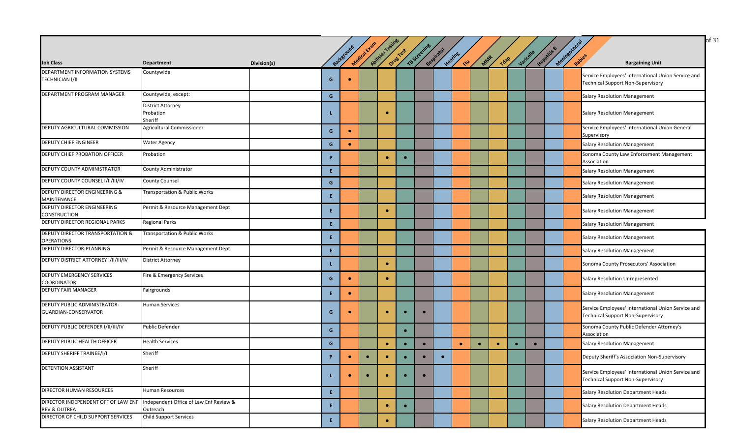| Job Class | Department | Division(s) | Background | Medical Exam | Abilities Testing | Drug Test | TB Screening | Respirator | Hearing | Flu | MMR | Tdap | Varicella | Hepatitis B | Meningococcal | Rabies | Bargaining Unit |
|---|---|---|---|---|---|---|---|---|---|---|---|---|---|---|---|---|---|
| DEPARTMENT INFORMATION SYSTEMS TECHNICIAN I/II | Countywide | | G | ● | | | | | | | | | | | | | Service Employees' International Union Service and Technical Support Non-Supervisory |
| DEPARTMENT PROGRAM MANAGER | Countywide, except: | | G | | | | | | | | | | | | | | Salary Resolution Management |
| | District Attorney<br>Probation<br>Sheriff | | L | | | ● | | | | | | | | | | | Salary Resolution Management |
| DEPUTY AGRICULTURAL COMMISSION | Agricultural Commissioner | | G | ● | | | | | | | | | | | | | Service Employees' International Union General Supervisory |
| DEPUTY CHIEF ENGINEER | Water Agency | | G | ● | | | | | | | | | | | | | Salary Resolution Management |
| DEPUTY CHIEF PROBATION OFFICER | Probation | | P | | | ● | ● | | | | | | | | | | Sonoma County Law Enforcement Management Association |
| DEPUTY COUNTY ADMINISTRATOR | County Administrator | | E | | | | | | | | | | | | | | Salary Resolution Management |
| DEPUTY COUNTY COUNSEL I/II/III/IV | County Counsel | | G | | | | | | | | | | | | | | Salary Resolution Management |
| DEPUTY DIRECTOR ENGINEERING & MAINTENANCE | Transportation & Public Works | | E | | | | | | | | | | | | | | Salary Resolution Management |
| DEPUTY DIRECTOR ENGINEERING CONSTRUCTION | Permit & Resource Management Dept | | E | | | ● | | | | | | | | | | | Salary Resolution Management |
| DEPUTY DIRECTOR REGIONAL PARKS | Regional Parks | | E | | | | | | | | | | | | | | Salary Resolution Management |
| DEPUTY DIRECTOR TRANSPORTATION & OPERATIONS | Transportation & Public Works | | E | | | | | | | | | | | | | | Salary Resolution Management |
| DEPUTY DIRECTOR-PLANNING | Permit & Resource Management Dept | | E | | | | | | | | | | | | | | Salary Resolution Management |
| DEPUTY DISTRICT ATTORNEY I/II/III/IV | District Attorney | | L | | | ● | | | | | | | | | | | Sonoma County Prosecutors' Association |
| DEPUTY EMERGENCY SERVICES COORDINATOR | Fire & Emergency Services | | G | ● | | ● | | | | | | | | | | | Salary Resolution Unrepresented |
| DEPUTY FAIR MANAGER | Fairgrounds | | E | ● | | | | | | | | | | | | | Salary Resolution Management |
| DEPUTY PUBLIC ADMINISTRATOR-GUARDIAN-CONSERVATOR | Human Services | | G | ● | | ● | ● | ● | | | | | | | | | Service Employees' International Union Service and Technical Support Non-Supervisory |
| DEPUTY PUBLIC DEFENDER I/II/III/IV | Public Defender | | G | | | | ● | | | | | | | | | | Sonoma County Public Defender Attorney's Association |
| DEPUTY PUBLIC HEALTH OFFICER | Health Services | | G | | | ● | ● | ● | | ● | ● | ● | ● | ● | | | Salary Resolution Management |
| DEPUTY SHERIFF TRAINEE/I/II | Sheriff | | P | ● | ● | ● | ● | ● | ● | | | | | | | | Deputy Sheriff's Association Non-Supervisory |
| DETENTION ASSISTANT | Sheriff | | L | ● | ● | ● | ● | ● | | | | | | | | | Service Employees' International Union Service and Technical Support Non-Supervisory |
| DIRECTOR HUMAN RESOURCES | Human Resources | | E | | | | | | | | | | | | | | Salary Resolution Department Heads |
| DIRECTOR INDEPENDENT OFF OF LAW ENF REV & OUTREA | Independent Office of Law Enf Review & Outreach | | E | | | ● | ● | | | | | | | | | | Salary Resolution Department Heads |
| DIRECTOR OF CHILD SUPPORT SERVICES | Child Support Services | | E | | | ● | | | | | | | | | | | Salary Resolution Department Heads |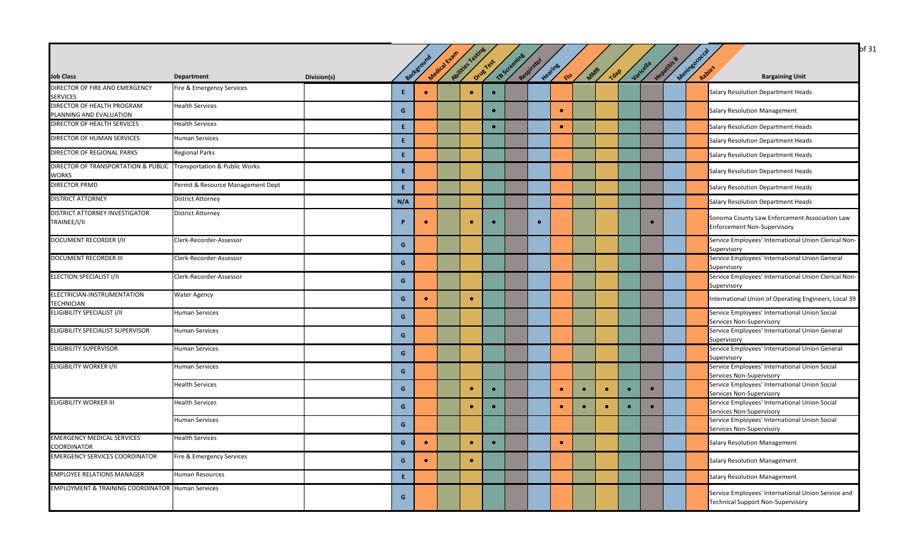| Job Class | Department | Division(s) | | Background | Medical Exam | Abilities Testing | Drug Test | TB Screening | Respirator | Hearing | Flu | MMR | Tdap | Varicella | Hepatitis B | Meningococcal | Rabies | Bargaining Unit |
|---|---|---|---|---|---|---|---|---|---|---|---|---|---|---|---|---|---|---|
| DIRECTOR OF FIRE AND EMERGENCY SERVICES | Fire & Emergency Services | | E | • | | • | • | | | | | | | | | | | Salary Resolution Department Heads |
| DIRECTOR OF HEALTH PROGRAM PLANNING AND EVALUATION | Health Services | | G | | | | • | | | • | | | | | | | | Salary Resolution Management |
| DIRECTOR OF HEALTH SERVICES | Health Services | | E | | | | • | | | • | | | | | | | | Salary Resolution Department Heads |
| DIRECTOR OF HUMAN SERVICES | Human Services | | E | | | | | | | | | | | | | | | Salary Resolution Department Heads |
| DIRECTOR OF REGIONAL PARKS | Regional Parks | | E | | | | | | | | | | | | | | | Salary Resolution Department Heads |
| DIRECTOR OF TRANSPORTATION & PUBLIC WORKS | Transportation & Public Works | | E | | | | | | | | | | | | | | | Salary Resolution Department Heads |
| DIRECTOR PRMD | Permit & Resource Management Dept | | E | | | | | | | | | | | | | | | Salary Resolution Department Heads |
| DISTRICT ATTORNEY | District Attorney | | N/A | | | | | | | | | | | | | | | Salary Resolution Department Heads |
| DISTRICT ATTORNEY INVESTIGATOR TRAINEE/I/II | District Attorney | | P | • | | • | • | | • | | | | | | • | | | Sonoma County Law Enforcement Association Law Enforcement Non-Supervisory |
| DOCUMENT RECORDER I/II | Clerk-Recorder-Assessor | | G | | | | | | | | | | | | | | | Service Employees' International Union Clerical Non-Supervisory |
| DOCUMENT RECORDER III | Clerk-Recorder-Assessor | | G | | | | | | | | | | | | | | | Service Employees' International Union General Supervisory |
| ELECTION SPECIALIST I/II | Clerk-Recorder-Assessor | | G | | | | | | | | | | | | | | | Service Employees' International Union Clerical Non-Supervisory |
| ELECTRICIAN-INSTRUMENTATION TECHNICIAN | Water Agency | | G | • | | • | | | | | | | | | | | | International Union of Operating Engineers, Local 39 |
| ELIGIBILITY SPECIALIST I/II | Human Services | | G | | | | | | | | | | | | | | | Service Employees' International Union Social Services Non-Supervisory |
| ELIGIBILITY SPECIALIST SUPERVISOR | Human Services | | G | | | | | | | | | | | | | | | Service Employees' International Union General Supervisory |
| ELIGIBILITY SUPERVISOR | Human Services | | G | | | | | | | | | | | | | | | Service Employees' International Union General Supervisory |
| ELIGIBILITY WORKER I/II | Human Services | | G | | | | | | | | | | | | | | | Service Employees' International Union Social Services Non-Supervisory |
| | Health Services | | G | | | • | • | | | • | • | • | • | • | | | | Service Employees' International Union Social Services Non-Supervisory |
| ELIGIBILITY WORKER III | Health Services | | G | | | • | • | | | • | • | • | • | • | | | | Service Employees' International Union Social Services Non-Supervisory |
| | Human Services | | G | | | | | | | | | | | | | | | Service Employees' International Union Social Services Non-Supervisory |
| EMERGENCY MEDICAL SERVICES COORDINATOR | Health Services | | G | • | | • | • | | | • | | | | | | | | Salary Resolution Management |
| EMERGENCY SERVICES COORDINATOR | Fire & Emergency Services | | G | • | | • | | | | | | | | | | | | Salary Resolution Management |
| EMPLOYEE RELATIONS MANAGER | Human Resources | | E | | | | | | | | | | | | | | | Salary Resolution Management |
| EMPLOYMENT & TRAINING COORDINATOR | Human Services | | G | | | | | | | | | | | | | | | Service Employees' International Union Service and Technical Support Non-Supervisory |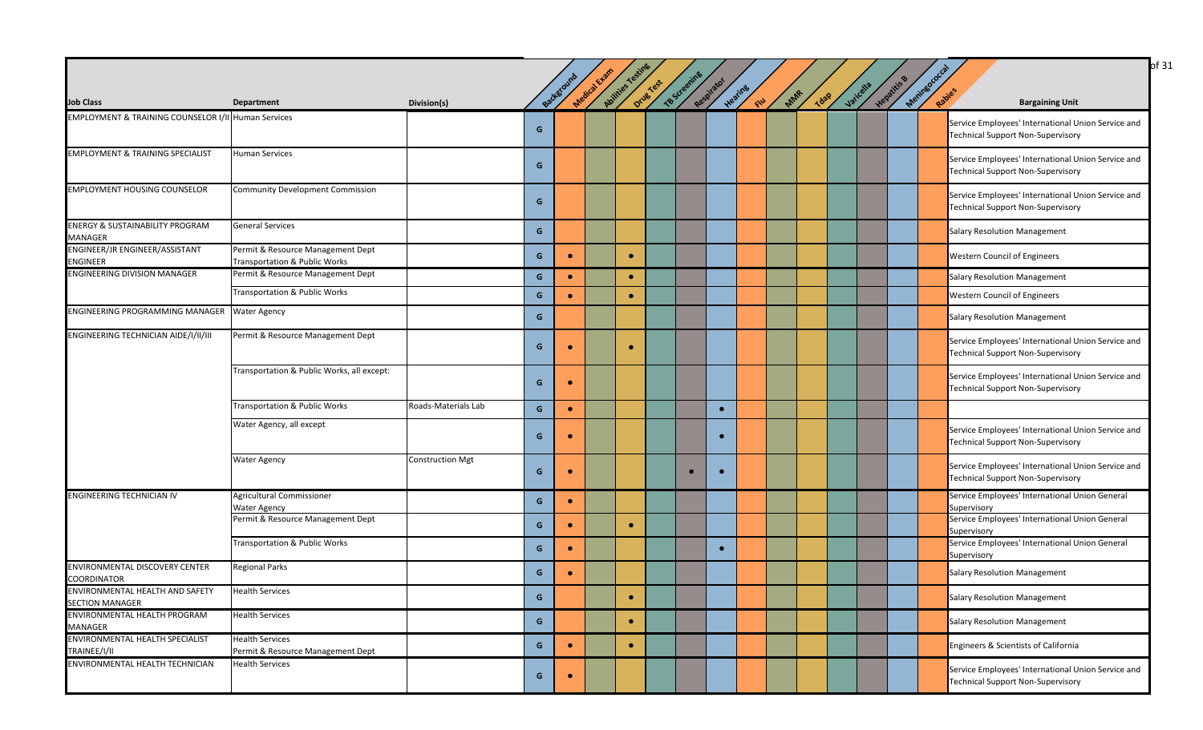| Job Class | Department | Division(s) | Background | Medical Exam | Abilities Testing | Drug Test | TB Screening | Respirator | Hearing | Flu | MMR | Tdap | Varicella | Hepatitis B | Meningococcal | Rabies | Bargaining Unit |
|---|---|---|---|---|---|---|---|---|---|---|---|---|---|---|---|---|---|
| EMPLOYMENT & TRAINING COUNSELOR I/II | Human Services | | G | | | | | | | | | | | | | | Service Employees' International Union Service and Technical Support Non-Supervisory |
| EMPLOYMENT & TRAINING SPECIALIST | Human Services | | G | | | | | | | | | | | | | | Service Employees' International Union Service and Technical Support Non-Supervisory |
| EMPLOYMENT HOUSING COUNSELOR | Community Development Commission | | G | | | | | | | | | | | | | | Service Employees' International Union Service and Technical Support Non-Supervisory |
| ENERGY & SUSTAINABILITY PROGRAM MANAGER | General Services | | G | | | | | | | | | | | | | | Salary Resolution Management |
| ENGINEER/JR ENGINEER/ASSISTANT ENGINEER | Permit & Resource Management Dept<br>Transportation & Public Works | | G | ● | | ● | | | | | | | | | | | Western Council of Engineers |
| ENGINEERING DIVISION MANAGER | Permit & Resource Management Dept | | G | ● | | ● | | | | | | | | | | | Salary Resolution Management |
| | Transportation & Public Works | | G | ● | | ● | | | | | | | | | | | Western Council of Engineers |
| ENGINEERING PROGRAMMING MANAGER | Water Agency | | G | | | | | | | | | | | | | | Salary Resolution Management |
| ENGINEERING TECHNICIAN AIDE/I/II/III | Permit & Resource Management Dept | | G | ● | | ● | | | | | | | | | | | Service Employees' International Union Service and Technical Support Non-Supervisory |
| | Transportation & Public Works, all except: | | G | ● | | | | | | | | | | | | | Service Employees' International Union Service and Technical Support Non-Supervisory |
| | Transportation & Public Works | Roads-Materials Lab | G | ● | | | | | ● | | | | | | | | |
| | Water Agency, all except | | G | ● | | | | | ● | | | | | | | | Service Employees' International Union Service and Technical Support Non-Supervisory |
| | Water Agency | Construction Mgt | G | ● | | | | ● | ● | | | | | | | | Service Employees' International Union Service and Technical Support Non-Supervisory |
| ENGINEERING TECHNICIAN IV | Agricultural Commissioner<br>Water Agency | | G | ● | | | | | | | | | | | | | Service Employees' International Union General Supervisory |
| | Permit & Resource Management Dept | | G | ● | | ● | | | | | | | | | | | Service Employees' International Union General Supervisory |
| | Transportation & Public Works | | G | ● | | | | | ● | | | | | | | | Service Employees' International Union General Supervisory |
| ENVIRONMENTAL DISCOVERY CENTER COORDINATOR | Regional Parks | | G | ● | | | | | | | | | | | | | Salary Resolution Management |
| ENVIRONMENTAL HEALTH AND SAFETY SECTION MANAGER | Health Services | | G | | | ● | | | | | | | | | | | Salary Resolution Management |
| ENVIRONMENTAL HEALTH PROGRAM MANAGER | Health Services | | G | | | ● | | | | | | | | | | | Salary Resolution Management |
| ENVIRONMENTAL HEALTH SPECIALIST TRAINEE/I/II | Health Services<br>Permit & Resource Management Dept | | G | ● | | ● | | | | | | | | | | | Engineers & Scientists of California |
| ENVIRONMENTAL HEALTH TECHNICIAN | Health Services | | G | ● | | | | | | | | | | | | | Service Employees' International Union Service and Technical Support Non-Supervisory |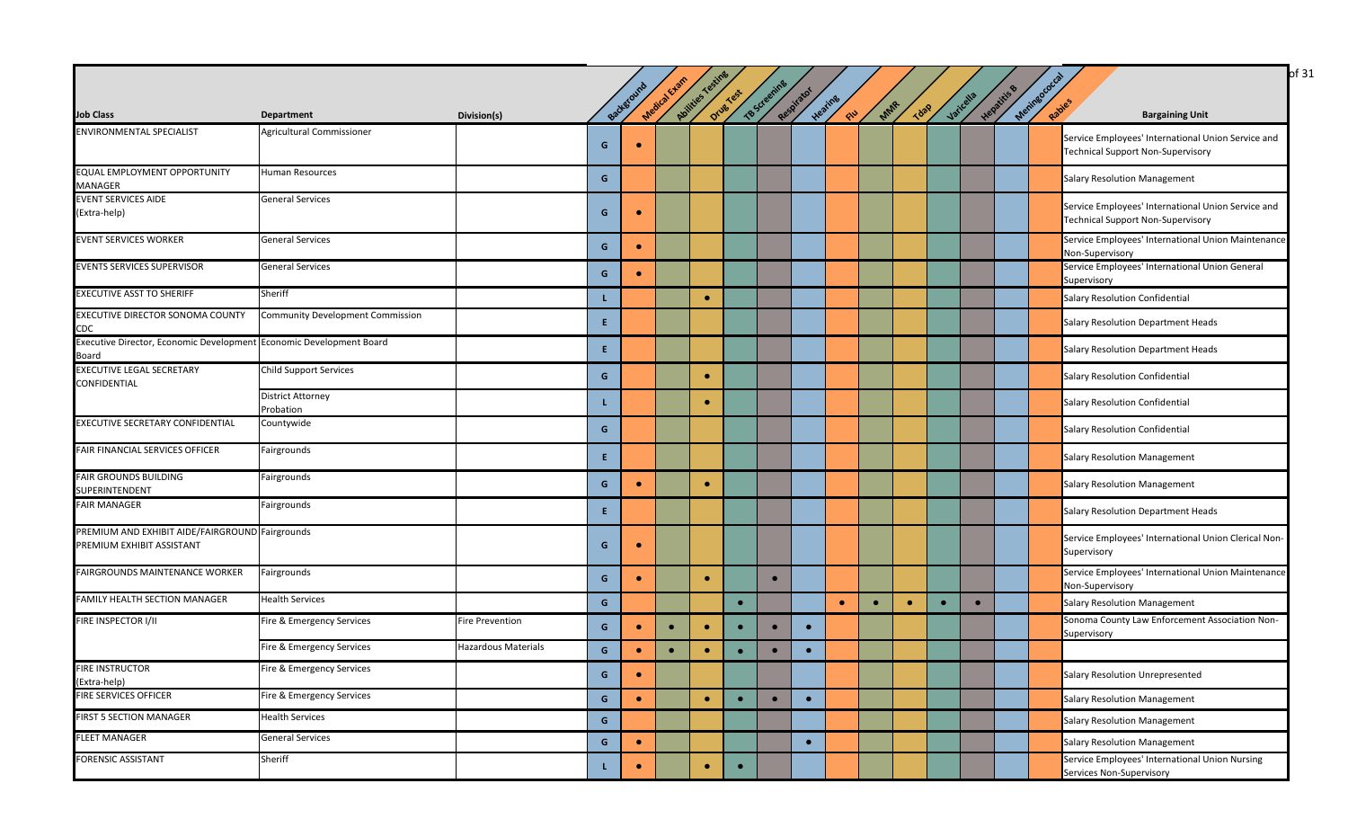| Job Class | Department | Division(s) | Background | Medical Exam | Abilities Testing | Drug Test | TB Screening | Respirator | Hearing | Flu | MMR | Tdap | Varicella | Hepatitis B | Meningococcal | Rabies | Bargaining Unit |
|---|---|---|---|---|---|---|---|---|---|---|---|---|---|---|---|---|---|
| ENVIRONMENTAL SPECIALIST | Agricultural Commissioner | | G | ● | | | | | | | | | | | | | Service Employees' International Union Service and Technical Support Non-Supervisory |
| EQUAL EMPLOYMENT OPPORTUNITY MANAGER | Human Resources | | G | | | | | | | | | | | | | | Salary Resolution Management |
| EVENT SERVICES AIDE (Extra-help) | General Services | | G | ● | | | | | | | | | | | | | Service Employees' International Union Service and Technical Support Non-Supervisory |
| EVENT SERVICES WORKER | General Services | | G | ● | | | | | | | | | | | | | Service Employees' International Union Maintenance Non-Supervisory |
| EVENTS SERVICES SUPERVISOR | General Services | | G | ● | | | | | | | | | | | | | Service Employees' International Union General Supervisory |
| EXECUTIVE ASST TO SHERIFF | Sheriff | | L | | | ● | | | | | | | | | | | Salary Resolution Confidential |
| EXECUTIVE DIRECTOR SONOMA COUNTY CDC | Community Development Commission | | E | | | | | | | | | | | | | | Salary Resolution Department Heads |
| Executive Director, Economic Development Board | Economic Development Board | | E | | | | | | | | | | | | | | Salary Resolution Department Heads |
| EXECUTIVE LEGAL SECRETARY CONFIDENTIAL | Child Support Services | | G | | | ● | | | | | | | | | | | Salary Resolution Confidential |
| | District Attorney Probation | | L | | | ● | | | | | | | | | | | Salary Resolution Confidential |
| EXECUTIVE SECRETARY CONFIDENTIAL | Countywide | | G | | | | | | | | | | | | | | Salary Resolution Confidential |
| FAIR FINANCIAL SERVICES OFFICER | Fairgrounds | | E | | | | | | | | | | | | | | Salary Resolution Management |
| FAIR GROUNDS BUILDING SUPERINTENDENT | Fairgrounds | | G | ● | | ● | | | | | | | | | | | Salary Resolution Management |
| FAIR MANAGER | Fairgrounds | | E | | | | | | | | | | | | | | Salary Resolution Department Heads |
| PREMIUM AND EXHIBIT AIDE/FAIRGROUND PREMIUM EXHIBIT ASSISTANT | Fairgrounds | | G | ● | | | | | | | | | | | | | Service Employees' International Union Clerical Non-Supervisory |
| FAIRGROUNDS MAINTENANCE WORKER | Fairgrounds | | G | ● | | ● | | ● | | | | | | | | | Service Employees' International Union Maintenance Non-Supervisory |
| FAMILY HEALTH SECTION MANAGER | Health Services | | G | | | | ● | | | ● | ● | ● | ● | ● | | | Salary Resolution Management |
| FIRE INSPECTOR I/II | Fire & Emergency Services | Fire Prevention | G | ● | ● | ● | ● | ● | ● | | | | | | | | Sonoma County Law Enforcement Association Non-Supervisory |
| | Fire & Emergency Services | Hazardous Materials | G | ● | ● | ● | ● | ● | ● | | | | | | | | |
| FIRE INSTRUCTOR (Extra-help) | Fire & Emergency Services | | G | ● | | | | | | | | | | | | | Salary Resolution Unrepresented |
| FIRE SERVICES OFFICER | Fire & Emergency Services | | G | ● | | ● | ● | ● | ● | | | | | | | | Salary Resolution Management |
| FIRST 5 SECTION MANAGER | Health Services | | G | | | | | | | | | | | | | | Salary Resolution Management |
| FLEET MANAGER | General Services | | G | ● | | | | | ● | | | | | | | | Salary Resolution Management |
| FORENSIC ASSISTANT | Sheriff | | L | ● | | ● | ● | | | | | | | | | | Service Employees' International Union Nursing Services Non-Supervisory |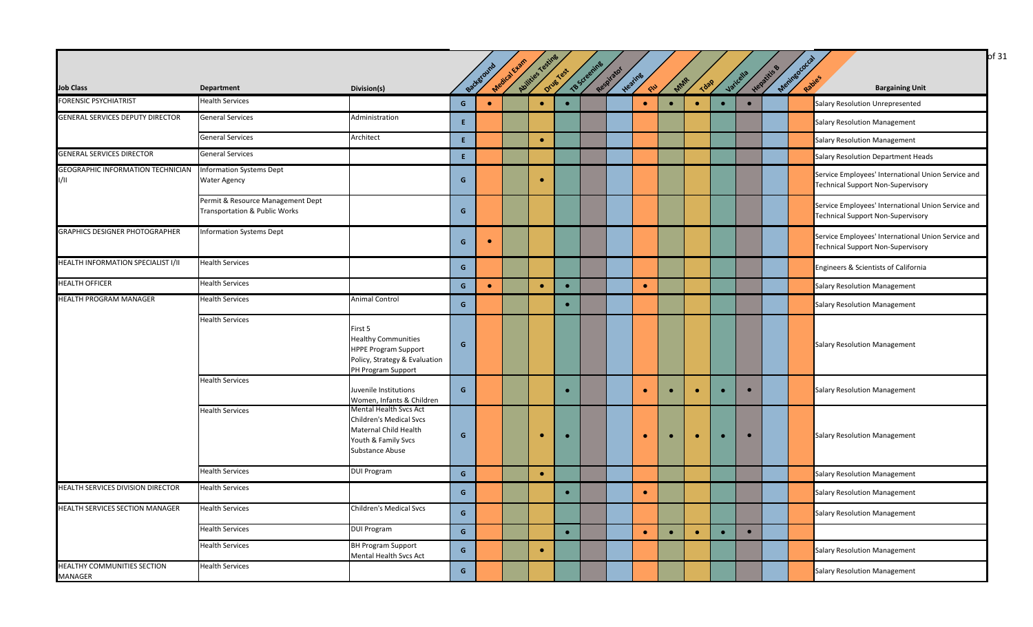| Job Class | Department | Division(s) | Background | Medical Exam | Abilities Testing | Drug Test | TB Screening | Respirator | Hearing | Flu | MMR | Tdap | Varicella | Hepatitis B | Meningococcal | Rabies | Bargaining Unit |
|---|---|---|---|---|---|---|---|---|---|---|---|---|---|---|---|---|---|
| FORENSIC PSYCHIATRIST | Health Services | | G | ● | | ● | ● | | | ● | ● | ● | ● | ● | | | Salary Resolution Unrepresented |
| GENERAL SERVICES DEPUTY DIRECTOR | General Services | Administration | E | | | | | | | | | | | | | | Salary Resolution Management |
| | General Services | Architect | E | | | ● | | | | | | | | | | | Salary Resolution Management |
| GENERAL SERVICES DIRECTOR | General Services | | E | | | | | | | | | | | | | | Salary Resolution Department Heads |
| GEOGRAPHIC INFORMATION TECHNICIAN I/II | Information Systems Dept<br>Water Agency | | G | | | ● | | | | | | | | | | | Service Employees' International Union Service and Technical Support Non-Supervisory |
| | Permit & Resource Management Dept<br>Transportation & Public Works | | G | | | | | | | | | | | | | | Service Employees' International Union Service and Technical Support Non-Supervisory |
| GRAPHICS DESIGNER PHOTOGRAPHER | Information Systems Dept | | G | ● | | | | | | | | | | | | | Service Employees' International Union Service and Technical Support Non-Supervisory |
| HEALTH INFORMATION SPECIALIST I/II | Health Services | | G | | | | | | | | | | | | | | Engineers & Scientists of California |
| HEALTH OFFICER | Health Services | | G | ● | | ● | ● | | | ● | | | | | | | Salary Resolution Management |
| HEALTH PROGRAM MANAGER | Health Services | Animal Control | G | | | | ● | | | | | | | | | | Salary Resolution Management |
| | Health Services | First 5<br>Healthy Communities<br>HPPE Program Support<br>Policy, Strategy & Evaluation<br>PH Program Support | G | | | | | | | | | | | | | | Salary Resolution Management |
| | Health Services | Juvenile Institutions<br>Women, Infants & Children | G | | | | ● | | | ● | ● | ● | ● | ● | | | Salary Resolution Management |
| | Health Services | Mental Health Svcs Act<br>Children's Medical Svcs<br>Maternal Child Health<br>Youth & Family Svcs<br>Substance Abuse | G | | | ● | ● | | | ● | ● | ● | ● | ● | | | Salary Resolution Management |
| | Health Services | DUI Program | G | | | ● | | | | | | | | | | | Salary Resolution Management |
| HEALTH SERVICES DIVISION DIRECTOR | Health Services | | G | | | | ● | | | ● | | | | | | | Salary Resolution Management |
| HEALTH SERVICES SECTION MANAGER | Health Services | Children's Medical Svcs | G | | | | | | | | | | | | | | Salary Resolution Management |
| | Health Services | DUI Program | G | | | | ● | | | ● | ● | ● | ● | ● | | | |
| | Health Services | BH Program Support<br>Mental Health Svcs Act | G | | | ● | | | | | | | | | | | Salary Resolution Management |
| HEALTHY COMMUNITIES SECTION MANAGER | Health Services | | G | | | | | | | | | | | | | | Salary Resolution Management |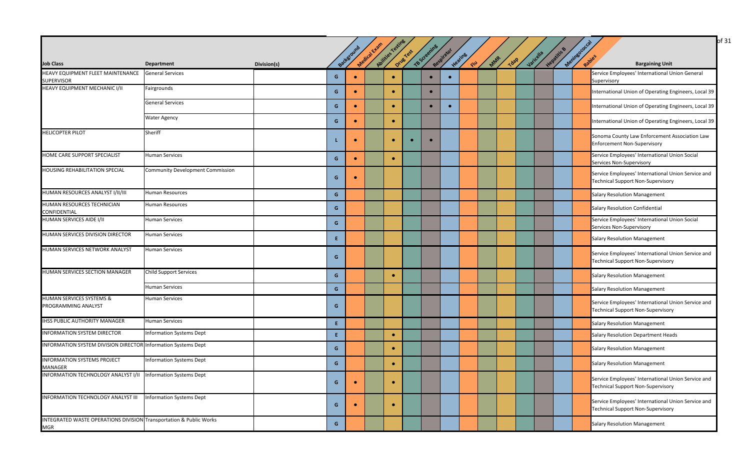| Job Class | Department | Division(s) | | Background | Medical Exam | Abilities Testing | Drug Test | TB Screening | Respirator | Hearing | Flu | MMR | Tdap | Varicella | Hepatitis B | Meningococcal | Rabies | Bargaining Unit |
|---|---|---|---|---|---|---|---|---|---|---|---|---|---|---|---|---|---|---|
| HEAVY EQUIPMENT FLEET MAINTENANCE SUPERVISOR | General Services | | G | ● | | ● | | ● | ● | | | | | | | | | Service Employees' International Union General Supervisory |
| HEAVY EQUIPMENT MECHANIC I/II | Fairgrounds | | G | ● | | ● | | ● | | | | | | | | | | International Union of Operating Engineers, Local 39 |
| | General Services | | G | ● | | ● | | ● | ● | | | | | | | | | International Union of Operating Engineers, Local 39 |
| | Water Agency | | G | ● | | ● | | | | | | | | | | | | International Union of Operating Engineers, Local 39 |
| HELICOPTER PILOT | Sheriff | | L | ● | | ● | ● | ● | | | | | | | | | | Sonoma County Law Enforcement Association Law Enforcement Non-Supervisory |
| HOME CARE SUPPORT SPECIALIST | Human Services | | G | ● | | ● | | | | | | | | | | | | Service Employees' International Union Social Services Non-Supervisory |
| HOUSING REHABILITATION SPECIAL | Community Development Commission | | G | ● | | | | | | | | | | | | | | Service Employees' International Union Service and Technical Support Non-Supervisory |
| HUMAN RESOURCES ANALYST I/II/III | Human Resources | | G | | | | | | | | | | | | | | | Salary Resolution Management |
| HUMAN RESOURCES TECHNICIAN CONFIDENTIAL | Human Resources | | G | | | | | | | | | | | | | | | Salary Resolution Confidential |
| HUMAN SERVICES AIDE I/II | Human Services | | G | | | | | | | | | | | | | | | Service Employees' International Union Social Services Non-Supervisory |
| HUMAN SERVICES DIVISION DIRECTOR | Human Services | | E | | | | | | | | | | | | | | | Salary Resolution Management |
| HUMAN SERVICES NETWORK ANALYST | Human Services | | G | | | | | | | | | | | | | | | Service Employees' International Union Service and Technical Support Non-Supervisory |
| HUMAN SERVICES SECTION MANAGER | Child Support Services | | G | | | ● | | | | | | | | | | | | Salary Resolution Management |
| | Human Services | | G | | | | | | | | | | | | | | | Salary Resolution Management |
| HUMAN SERVICES SYSTEMS & PROGRAMMING ANALYST | Human Services | | G | | | | | | | | | | | | | | | Service Employees' International Union Service and Technical Support Non-Supervisory |
| IHSS PUBLIC AUTHORITY MANAGER | Human Services | | E | | | | | | | | | | | | | | | Salary Resolution Management |
| INFORMATION SYSTEM DIRECTOR | Information Systems Dept | | E | | | ● | | | | | | | | | | | | Salary Resolution Department Heads |
| INFORMATION SYSTEM DIVISION DIRECTOR | Information Systems Dept | | G | | | ● | | | | | | | | | | | | Salary Resolution Management |
| INFORMATION SYSTEMS PROJECT MANAGER | Information Systems Dept | | G | | | ● | | | | | | | | | | | | Salary Resolution Management |
| INFORMATION TECHNOLOGY ANALYST I/II | Information Systems Dept | | G | ● | | ● | | | | | | | | | | | | Service Employees' International Union Service and Technical Support Non-Supervisory |
| INFORMATION TECHNOLOGY ANALYST III | Information Systems Dept | | G | ● | | ● | | | | | | | | | | | | Service Employees' International Union Service and Technical Support Non-Supervisory |
| INTEGRATED WASTE OPERATIONS DIVISION MGR | Transportation & Public Works | | G | | | | | | | | | | | | | | | Salary Resolution Management |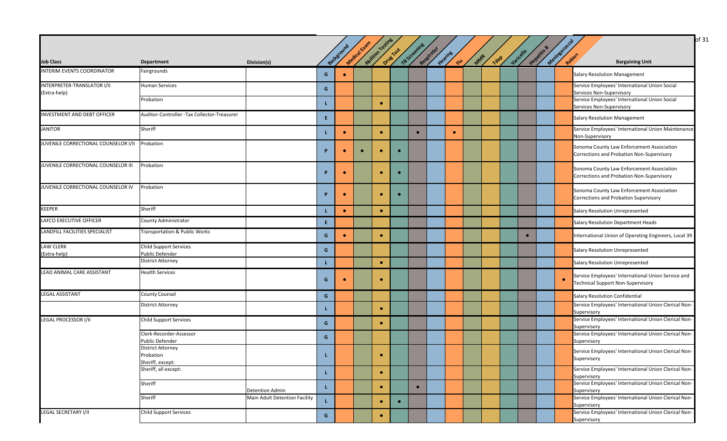| Job Class | Department | Division(s) | | Background | Medical Exam | Abilities Testing | Drug Test | TB Screening | Respirator | Hearing | Flu | MMR | Tdap | Varicella | Hepatitis B | Meningococcal | Rabies | Bargaining Unit |
|---|---|---|---|---|---|---|---|---|---|---|---|---|---|---|---|---|---|---|
| INTERIM EVENTS COORDINATOR | Fairgrounds | | G | ● | | | | | | | | | | | | | | Salary Resolution Management |
| INTERPRETER-TRANSLATOR I/II (Extra-help) | Human Services | | G | | | | | | | | | | | | | | | Service Employees' International Union Social Services Non-Supervisory |
| | Probation | | L | | | ● | | | | | | | | | | | | Service Employees' International Union Social Services Non-Supervisory |
| INVESTMENT AND DEBT OFFICER | Auditor-Controller -Tax Collector-Treasurer | | E | | | | | | | | | | | | | | | Salary Resolution Management |
| JANITOR | Sheriff | | L | ● | | ● | | ● | | ● | | | | | | | | Service Employees' International Union Maintenance Non-Supervisory |
| JUVENILE CORRECTIONAL COUNSELOR I/II | Probation | | P | ● | ● | ● | ● | | | | | | | | | | | Sonoma County Law Enforcement Association Corrections and Probation Non-Supervisory |
| JUVENILE CORRECTIONAL COUNSELOR III | Probation | | P | ● | | ● | ● | | | | | | | | | | | Sonoma County Law Enforcement Association Corrections and Probation Non-Supervisory |
| JUVENILE CORRECTIONAL COUNSELOR IV | Probation | | P | ● | | ● | ● | | | | | | | | | | | Sonoma County Law Enforcement Association Corrections and Probation Supervisory |
| KEEPER | Sheriff | | L | ● | | ● | | | | | | | | | | | | Salary Resolution Unrepresented |
| LAFCO EXECUTIVE OFFICER | County Administrator | | E | | | | | | | | | | | | | | | Salary Resolution Department Heads |
| LANDFILL FACILITIES SPECIALIST | Transportation & Public Works | | G | ● | | ● | | | | | | | | | ● | | | International Union of Operating Engineers, Local 39 |
| LAW CLERK (Extra-help) | Child Support Services<br>Public Defender | | G | | | | | | | | | | | | | | | Salary Resolution Unrepresented |
| | District Attorney | | L | | | ● | | | | | | | | | | | | Salary Resolution Unrepresented |
| LEAD ANIMAL CARE ASSISTANT | Health Services | | G | ● | | ● | | | | | | | | | | | ● | Service Employees' International Union Service and Technical Support Non-Supervisory |
| LEGAL ASSISTANT | County Counsel | | G | | | | | | | | | | | | | | | Salary Resolution Confidential |
| | District Attorney | | L | | | ● | | | | | | | | | | | | Service Employees' International Union Clerical Non-Supervisory |
| LEGAL PROCESSOR I/II | Child Support Services | | G | | | ● | | | | | | | | | | | | Service Employees' International Union Clerical Non-Supervisory |
| | Clerk-Recorder-Assessor<br>Public Defender | | G | | | | | | | | | | | | | | | Service Employees' International Union Clerical Non-Supervisory |
| | District Attorney<br>Probation<br>Sheriff, except: | | L | | | ● | | | | | | | | | | | | Service Employees' International Union Clerical Non-Supervisory |
| | Sheriff, all except: | | L | | | ● | | | | | | | | | | | | Service Employees' International Union Clerical Non-Supervisory |
| | Sheriff | Detention Admin | L | | | ● | | ● | | | | | | | | | | Service Employees' International Union Clerical Non-Supervisory |
| | Sheriff | Main Adult Detention Facility | L | | | ● | ● | | | | | | | | | | | Service Employees' International Union Clerical Non-Supervisory |
| LEGAL SECRETARY I/II | Child Support Services | | G | | | ● | | | | | | | | | | | | Service Employees' International Union Clerical Non-Supervisory |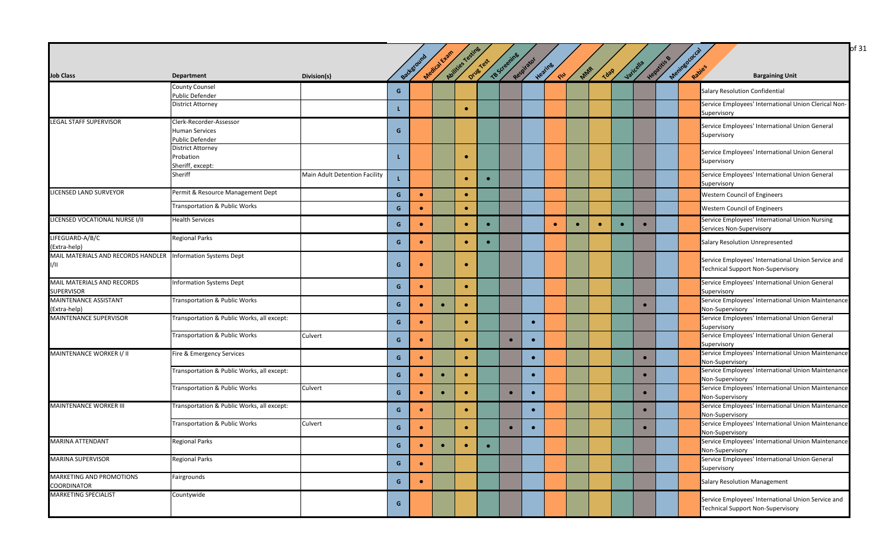| Job Class | Department | Division(s) | Background | Medical Exam | Abilities Testing | Drug Test | TB Screening | Respirator | Hearing | Flu | MMR | Tdap | Varicella | Hepatitis B | Meningococcal | Rabies | Bargaining Unit |
|---|---|---|---|---|---|---|---|---|---|---|---|---|---|---|---|---|---|
| | County Counsel<br>Public Defender | | G | | | | | | | | | | | | | | Salary Resolution Confidential |
| | District Attorney | | L | | | ● | | | | | | | | | | | Service Employees' International Union Clerical Non-Supervisory |
| LEGAL STAFF SUPERVISOR | Clerk-Recorder-Assessor<br>Human Services<br>Public Defender | | G | | | | | | | | | | | | | | Service Employees' International Union General Supervisory |
| | District Attorney<br>Probation<br>Sheriff, except: | | L | | | ● | | | | | | | | | | | Service Employees' International Union General Supervisory |
| | Sheriff | Main Adult Detention Facility | L | | | ● | ● | | | | | | | | | | Service Employees' International Union General Supervisory |
| LICENSED LAND SURVEYOR | Permit & Resource Management Dept | | G | ● | | ● | | | | | | | | | | | Western Council of Engineers |
| | Transportation & Public Works | | G | ● | | ● | | | | | | | | | | | Western Council of Engineers |
| LICENSED VOCATIONAL NURSE I/II | Health Services | | G | ● | | ● | ● | | | ● | ● | ● | ● | ● | | | Service Employees' International Union Nursing Services Non-Supervisory |
| LIFEGUARD-A/B/C (Extra-help) | Regional Parks | | G | ● | | ● | ● | | | | | | | | | | Salary Resolution Unrepresented |
| MAIL MATERIALS AND RECORDS HANDLER I/II | Information Systems Dept | | G | ● | | ● | | | | | | | | | | | Service Employees' International Union Service and Technical Support Non-Supervisory |
| MAIL MATERIALS AND RECORDS SUPERVISOR | Information Systems Dept | | G | ● | | ● | | | | | | | | | | | Service Employees' International Union General Supervisory |
| MAINTENANCE ASSISTANT (Extra-help) | Transportation & Public Works | | G | ● | ● | ● | | | | | | | | ● | | | Service Employees' International Union Maintenance Non-Supervisory |
| MAINTENANCE SUPERVISOR | Transportation & Public Works, all except: | | G | ● | | ● | | | ● | | | | | | | | Service Employees' International Union General Supervisory |
| | Transportation & Public Works | Culvert | G | ● | | ● | | ● | ● | | | | | | | | Service Employees' International Union General Supervisory |
| MAINTENANCE WORKER I/ II | Fire & Emergency Services | | G | ● | | ● | | | ● | | | | | ● | | | Service Employees' International Union Maintenance Non-Supervisory |
| | Transportation & Public Works, all except: | | G | ● | ● | ● | | | ● | | | | | ● | | | Service Employees' International Union Maintenance Non-Supervisory |
| | Transportation & Public Works | Culvert | G | ● | ● | ● | | ● | ● | | | | | ● | | | Service Employees' International Union Maintenance Non-Supervisory |
| MAINTENANCE WORKER III | Transportation & Public Works, all except: | | G | ● | | ● | | | ● | | | | | ● | | | Service Employees' International Union Maintenance Non-Supervisory |
| | Transportation & Public Works | Culvert | G | ● | | ● | | ● | ● | | | | | ● | | | Service Employees' International Union Maintenance Non-Supervisory |
| MARINA ATTENDANT | Regional Parks | | G | ● | ● | ● | ● | | | | | | | | | | Service Employees' International Union Maintenance Non-Supervisory |
| MARINA SUPERVISOR | Regional Parks | | G | ● | | | | | | | | | | | | | Service Employees' International Union General Supervisory |
| MARKETING AND PROMOTIONS COORDINATOR | Fairgrounds | | G | ● | | | | | | | | | | | | | Salary Resolution Management |
| MARKETING SPECIALIST | Countywide | | G | | | | | | | | | | | | | | Service Employees' International Union Service and Technical Support Non-Supervisory |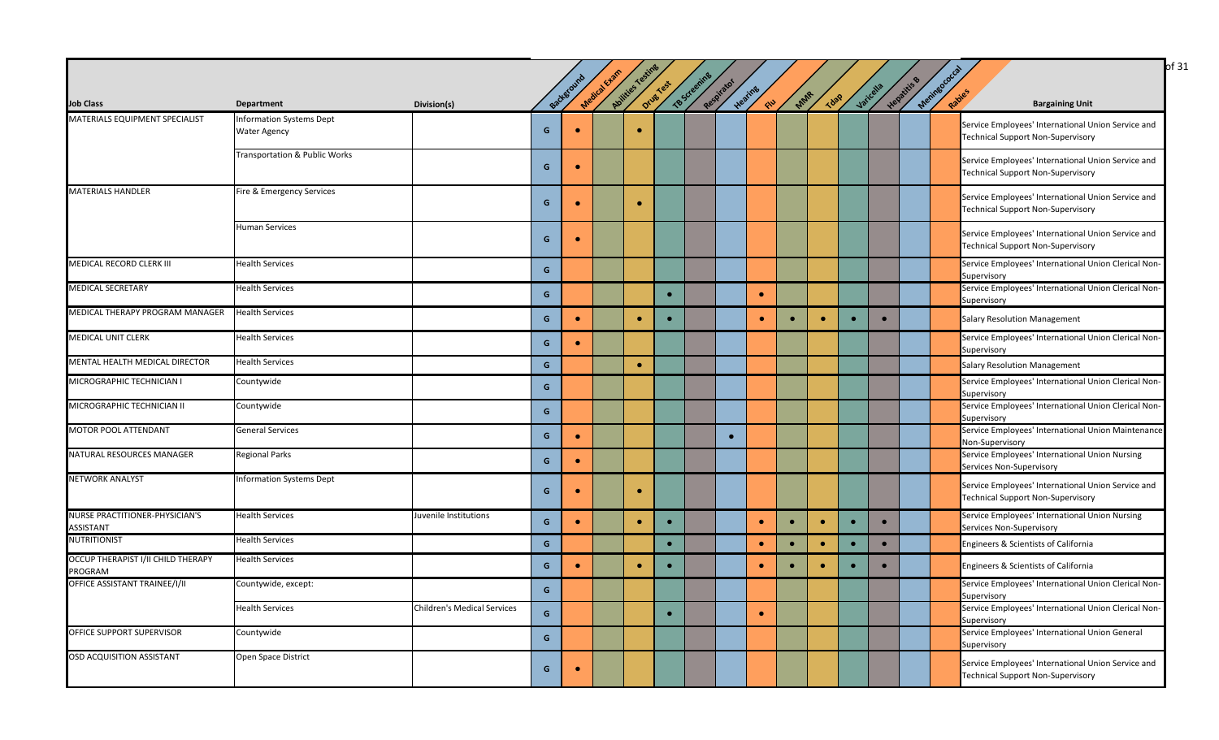| Job Class | Department | Division(s) | Background | Medical Exam | Abilities Testing | Drug Test | TB Screening | Respirator | Hearing | Flu | MMR | Tdap | Varicella | Hepatitis B | Meningococcal | Rabies | Bargaining Unit |
|---|---|---|---|---|---|---|---|---|---|---|---|---|---|---|---|---|---|
| MATERIALS EQUIPMENT SPECIALIST | Information Systems Dept Water Agency | | G | ● | | ● | | | | | | | | | | | Service Employees' International Union Service and Technical Support Non-Supervisory |
| | Transportation & Public Works | | G | ● | | | | | | | | | | | | | Service Employees' International Union Service and Technical Support Non-Supervisory |
| MATERIALS HANDLER | Fire & Emergency Services | | G | ● | | ● | | | | | | | | | | | Service Employees' International Union Service and Technical Support Non-Supervisory |
| | Human Services | | G | ● | | | | | | | | | | | | | Service Employees' International Union Service and Technical Support Non-Supervisory |
| MEDICAL RECORD CLERK III | Health Services | | G | | | | | | | | | | | | | | Service Employees' International Union Clerical Non-Supervisory |
| MEDICAL SECRETARY | Health Services | | G | | | | ● | | | ● | | | | | | | Service Employees' International Union Clerical Non-Supervisory |
| MEDICAL THERAPY PROGRAM MANAGER | Health Services | | G | ● | | ● | ● | | | ● | ● | ● | ● | ● | | | Salary Resolution Management |
| MEDICAL UNIT CLERK | Health Services | | G | ● | | | | | | | | | | | | | Service Employees' International Union Clerical Non-Supervisory |
| MENTAL HEALTH MEDICAL DIRECTOR | Health Services | | G | | | ● | | | | | | | | | | | Salary Resolution Management |
| MICROGRAPHIC TECHNICIAN I | Countywide | | G | | | | | | | | | | | | | | Service Employees' International Union Clerical Non-Supervisory |
| MICROGRAPHIC TECHNICIAN II | Countywide | | G | | | | | | | | | | | | | | Service Employees' International Union Clerical Non-Supervisory |
| MOTOR POOL ATTENDANT | General Services | | G | ● | | | | | ● | | | | | | | | Service Employees' International Union Maintenance Non-Supervisory |
| NATURAL RESOURCES MANAGER | Regional Parks | | G | ● | | | | | | | | | | | | | Service Employees' International Union Nursing Services Non-Supervisory |
| NETWORK ANALYST | Information Systems Dept | | G | ● | | ● | | | | | | | | | | | Service Employees' International Union Service and Technical Support Non-Supervisory |
| NURSE PRACTITIONER-PHYSICIAN'S ASSISTANT | Health Services | Juvenile Institutions | G | ● | | ● | ● | | | ● | ● | ● | ● | ● | | | Service Employees' International Union Nursing Services Non-Supervisory |
| NUTRITIONIST | Health Services | | G | | | | ● | | | ● | ● | ● | ● | ● | | | Engineers & Scientists of California |
| OCCUP THERAPIST I/II CHILD THERAPY PROGRAM | Health Services | | G | ● | | ● | ● | | | ● | ● | ● | ● | ● | | | Engineers & Scientists of California |
| OFFICE ASSISTANT TRAINEE/I/II | Countywide, except: | | G | | | | | | | | | | | | | | Service Employees' International Union Clerical Non-Supervisory |
| | Health Services | Children's Medical Services | G | | | | ● | | | ● | | | | | | | Service Employees' International Union Clerical Non-Supervisory |
| OFFICE SUPPORT SUPERVISOR | Countywide | | G | | | | | | | | | | | | | | Service Employees' International Union General Supervisory |
| OSD ACQUISITION ASSISTANT | Open Space District | | G | ● | | | | | | | | | | | | | Service Employees' International Union Service and Technical Support Non-Supervisory |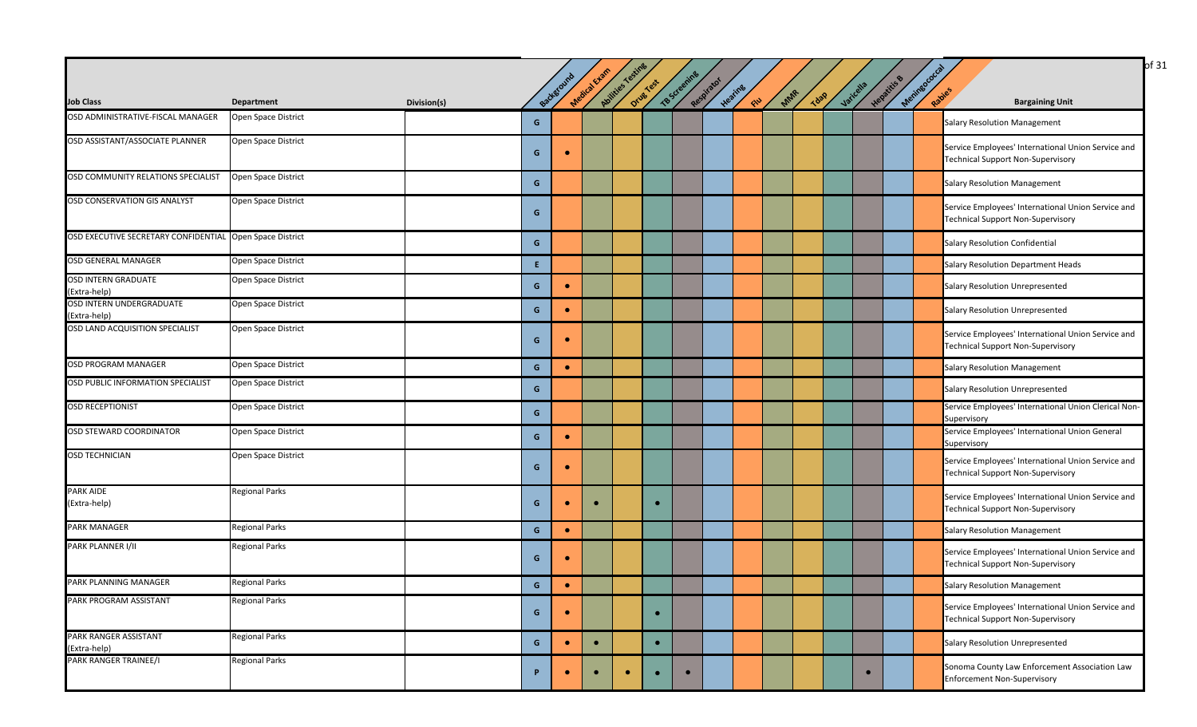| Job Class | Department | Division(s) | Background | Medical Exam | Abilities Testing | Drug Test | TB Screening | Respirator | Hearing | Flu | MMR | Tdap | Varicella | Hepatitis B | Meningococcal | Rabies | Bargaining Unit |
|---|---|---|---|---|---|---|---|---|---|---|---|---|---|---|---|---|---|
| OSD ADMINISTRATIVE-FISCAL MANAGER | Open Space District | | G | | | | | | | | | | | | | | Salary Resolution Management |
| OSD ASSISTANT/ASSOCIATE PLANNER | Open Space District | | G | ● | | | | | | | | | | | | | Service Employees' International Union Service and Technical Support Non-Supervisory |
| OSD COMMUNITY RELATIONS SPECIALIST | Open Space District | | G | | | | | | | | | | | | | | Salary Resolution Management |
| OSD CONSERVATION GIS ANALYST | Open Space District | | G | | | | | | | | | | | | | | Service Employees' International Union Service and Technical Support Non-Supervisory |
| OSD EXECUTIVE SECRETARY CONFIDENTIAL | Open Space District | | G | | | | | | | | | | | | | | Salary Resolution Confidential |
| OSD GENERAL MANAGER | Open Space District | | E | | | | | | | | | | | | | | Salary Resolution Department Heads |
| OSD INTERN GRADUATE (Extra-help) | Open Space District | | G | ● | | | | | | | | | | | | | Salary Resolution Unrepresented |
| OSD INTERN UNDERGRADUATE (Extra-help) | Open Space District | | G | ● | | | | | | | | | | | | | Salary Resolution Unrepresented |
| OSD LAND ACQUISITION SPECIALIST | Open Space District | | G | ● | | | | | | | | | | | | | Service Employees' International Union Service and Technical Support Non-Supervisory |
| OSD PROGRAM MANAGER | Open Space District | | G | ● | | | | | | | | | | | | | Salary Resolution Management |
| OSD PUBLIC INFORMATION SPECIALIST | Open Space District | | G | | | | | | | | | | | | | | Salary Resolution Unrepresented |
| OSD RECEPTIONIST | Open Space District | | G | | | | | | | | | | | | | | Service Employees' International Union Clerical Non-Supervisory |
| OSD STEWARD COORDINATOR | Open Space District | | G | ● | | | | | | | | | | | | | Service Employees' International Union General Supervisory |
| OSD TECHNICIAN | Open Space District | | G | ● | | | | | | | | | | | | | Service Employees' International Union Service and Technical Support Non-Supervisory |
| PARK AIDE (Extra-help) | Regional Parks | | G | ● | ● | | ● | | | | | | | | | | Service Employees' International Union Service and Technical Support Non-Supervisory |
| PARK MANAGER | Regional Parks | | G | ● | | | | | | | | | | | | | Salary Resolution Management |
| PARK PLANNER I/II | Regional Parks | | G | ● | | | | | | | | | | | | | Service Employees' International Union Service and Technical Support Non-Supervisory |
| PARK PLANNING MANAGER | Regional Parks | | G | ● | | | | | | | | | | | | | Salary Resolution Management |
| PARK PROGRAM ASSISTANT | Regional Parks | | G | ● | | | ● | | | | | | | | | | Service Employees' International Union Service and Technical Support Non-Supervisory |
| PARK RANGER ASSISTANT (Extra-help) | Regional Parks | | G | ● | ● | | ● | | | | | | | | | | Salary Resolution Unrepresented |
| PARK RANGER TRAINEE/I | Regional Parks | | P | ● | ● | ● | ● | ● | | | | | | ● | | | Sonoma County Law Enforcement Association Law Enforcement Non-Supervisory |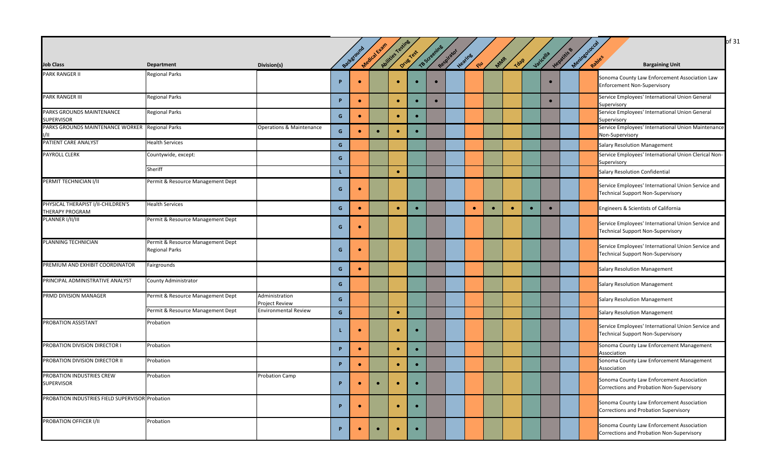| Job Class | Department | Division(s) | Background | Medical Exam | Abilities Testing | Drug Test | TB Screening | Respirator | Hearing | Flu | MMR | Tdap | Varicella | Hepatitis B | Meningococcal | Rabies | Bargaining Unit |
|---|---|---|---|---|---|---|---|---|---|---|---|---|---|---|---|---|---|
| PARK RANGER II | Regional Parks | | P | • | | • | • | • | | | | | | • | | | Sonoma County Law Enforcement Association Law Enforcement Non-Supervisory |
| PARK RANGER III | Regional Parks | | P | • | | • | • | • | | | | | | • | | | Service Employees' International Union General Supervisory |
| PARKS GROUNDS MAINTENANCE SUPERVISOR | Regional Parks | | G | • | | • | • | | | | | | | | | | Service Employees' International Union General Supervisory |
| PARKS GROUNDS MAINTENANCE WORKER I/II | Regional Parks | Operations & Maintenance | G | • | • | • | • | | | | | | | | | | Service Employees' International Union Maintenance Non-Supervisory |
| PATIENT CARE ANALYST | Health Services | | G | | | | | | | | | | | | | | Salary Resolution Management |
| PAYROLL CLERK | Countywide, except: | | G | | | | | | | | | | | | | | Service Employees' International Union Clerical Non-Supervisory |
| | Sheriff | | L | | | • | | | | | | | | | | | Salary Resolution Confidential |
| PERMIT TECHNICIAN I/II | Permit & Resource Management Dept | | G | • | | | | | | | | | | | | | Service Employees' International Union Service and Technical Support Non-Supervisory |
| PHYSICAL THERAPIST I/II-CHILDREN'S THERAPY PROGRAM | Health Services | | G | • | | • | • | | | • | • | • | • | • | | | Engineers & Scientists of California |
| PLANNER I/II/III | Permit & Resource Management Dept | | G | • | | | | | | | | | | | | | Service Employees' International Union Service and Technical Support Non-Supervisory |
| PLANNING TECHNICIAN | Permit & Resource Management Dept Regional Parks | | G | • | | | | | | | | | | | | | Service Employees' International Union Service and Technical Support Non-Supervisory |
| PREMIUM AND EXHIBIT COORDINATOR | Fairgrounds | | G | • | | | | | | | | | | | | | Salary Resolution Management |
| PRINCIPAL ADMINISTRATIVE ANALYST | County Administrator | | G | | | | | | | | | | | | | | Salary Resolution Management |
| PRMD DIVISION MANAGER | Permit & Resource Management Dept | Administration Project Review | G | | | | | | | | | | | | | | Salary Resolution Management |
| | Permit & Resource Management Dept | Environmental Review | G | | | • | | | | | | | | | | | Salary Resolution Management |
| PROBATION ASSISTANT | Probation | | L | • | | • | • | | | | | | | | | | Service Employees' International Union Service and Technical Support Non-Supervisory |
| PROBATION DIVISION DIRECTOR I | Probation | | P | • | | • | • | | | | | | | | | | Sonoma County Law Enforcement Management Association |
| PROBATION DIVISION DIRECTOR II | Probation | | P | • | | • | • | | | | | | | | | | Sonoma County Law Enforcement Management Association |
| PROBATION INDUSTRIES CREW SUPERVISOR | Probation | Probation Camp | P | • | • | • | • | | | | | | | | | | Sonoma County Law Enforcement Association Corrections and Probation Non-Supervisory |
| PROBATION INDUSTRIES FIELD SUPERVISOR | Probation | | P | • | | • | • | | | | | | | | | | Sonoma County Law Enforcement Association Corrections and Probation Supervisory |
| PROBATION OFFICER I/II | Probation | | P | • | • | • | • | | | | | | | | | | Sonoma County Law Enforcement Association Corrections and Probation Non-Supervisory |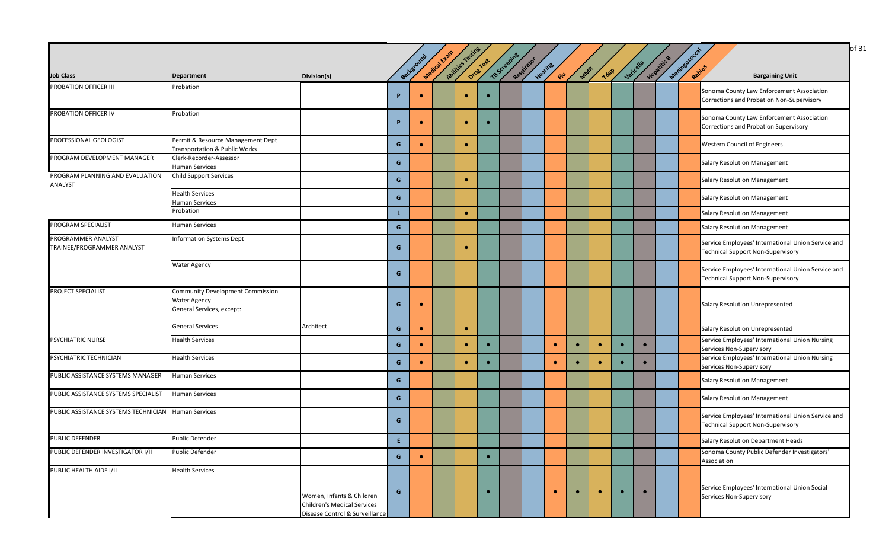| Job Class | Department | Division(s) | Background | Medical Exam | Abilities Testing | Drug Test | TB Screening | Respirator | Hearing | Flu | MMR | Tdap | Varicella | Hepatitis B | Meningococcal | Rabies | Bargaining Unit |
|---|---|---|---|---|---|---|---|---|---|---|---|---|---|---|---|---|---|
| PROBATION OFFICER III | Probation | | P | ● | | ● | ● | | | | | | | | | | Sonoma County Law Enforcement Association Corrections and Probation Non-Supervisory |
| PROBATION OFFICER IV | Probation | | P | ● | | ● | ● | | | | | | | | | | Sonoma County Law Enforcement Association Corrections and Probation Supervisory |
| PROFESSIONAL GEOLOGIST | Permit & Resource Management Dept<br>Transportation & Public Works | | G | ● | | ● | | | | | | | | | | | Western Council of Engineers |
| PROGRAM DEVELOPMENT MANAGER | Clerk-Recorder-Assessor<br>Human Services | | G | | | | | | | | | | | | | | Salary Resolution Management |
| PROGRAM PLANNING AND EVALUATION ANALYST | Child Support Services | | G | | | ● | | | | | | | | | | | Salary Resolution Management |
| | Health Services<br>Human Services | | G | | | | | | | | | | | | | | Salary Resolution Management |
| | Probation | | L | | | ● | | | | | | | | | | | Salary Resolution Management |
| PROGRAM SPECIALIST | Human Services | | G | | | | | | | | | | | | | | Salary Resolution Management |
| PROGRAMMER ANALYST TRAINEE/PROGRAMMER ANALYST | Information Systems Dept | | G | | | ● | | | | | | | | | | | Service Employees' International Union Service and Technical Support Non-Supervisory |
| | Water Agency | | G | | | | | | | | | | | | | | Service Employees' International Union Service and Technical Support Non-Supervisory |
| PROJECT SPECIALIST | Community Development Commission<br>Water Agency<br>General Services, except: | | G | ● | | | | | | | | | | | | | Salary Resolution Unrepresented |
| | General Services | Architect | G | ● | | ● | | | | | | | | | | | Salary Resolution Unrepresented |
| PSYCHIATRIC NURSE | Health Services | | G | ● | | ● | ● | | | ● | ● | ● | ● | ● | | | Service Employees' International Union Nursing Services Non-Supervisory |
| PSYCHIATRIC TECHNICIAN | Health Services | | G | ● | | ● | ● | | | ● | ● | ● | ● | ● | | | Service Employees' International Union Nursing Services Non-Supervisory |
| PUBLIC ASSISTANCE SYSTEMS MANAGER | Human Services | | G | | | | | | | | | | | | | | Salary Resolution Management |
| PUBLIC ASSISTANCE SYSTEMS SPECIALIST | Human Services | | G | | | | | | | | | | | | | | Salary Resolution Management |
| PUBLIC ASSISTANCE SYSTEMS TECHNICIAN | Human Services | | G | | | | | | | | | | | | | | Service Employees' International Union Service and Technical Support Non-Supervisory |
| PUBLIC DEFENDER | Public Defender | | E | | | | | | | | | | | | | | Salary Resolution Department Heads |
| PUBLIC DEFENDER INVESTIGATOR I/II | Public Defender | | G | ● | | | ● | | | | | | | | | | Sonoma County Public Defender Investigators' Association |
| PUBLIC HEALTH AIDE I/II | Health Services | Women, Infants & Children<br>Children's Medical Services<br>Disease Control & Surveillance | G | | | | ● | | | ● | ● | ● | ● | ● | | | Service Employees' International Union Social Services Non-Supervisory |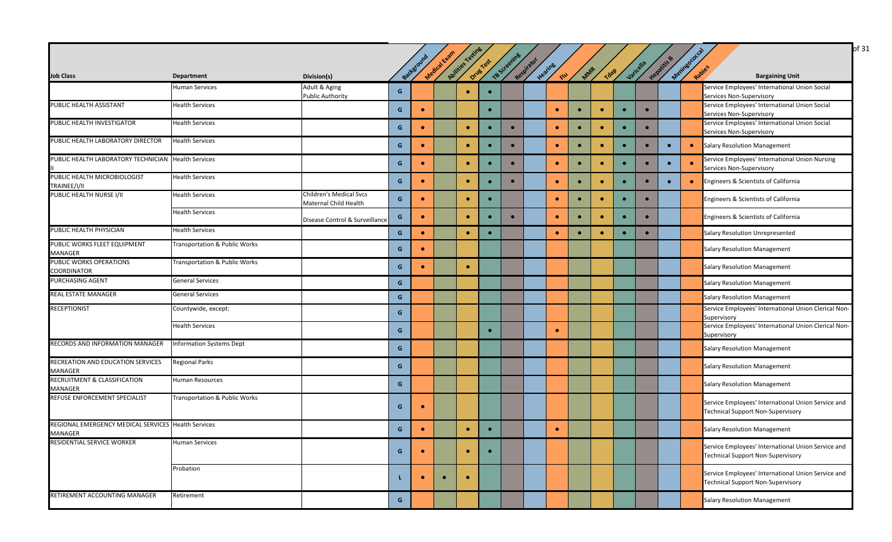| Job Class | Department | Division(s) | Background | Medical Exam | Abilities Testing | Drug Test | TB Screening | Respirator | Hearing | Flu | MMR | Tdap | Varicella | Hepatitis B | Meningococcal | Rabies | Bargaining Unit |
|---|---|---|---|---|---|---|---|---|---|---|---|---|---|---|---|---|---|
| | Human Services | Adult & Aging Public Authority | G | | | ● | ● | | | | | | | | | | Service Employees' International Union Social Services Non-Supervisory |
| PUBLIC HEALTH ASSISTANT | Health Services | | G | ● | | | ● | | | ● | ● | ● | ● | ● | | | Service Employees' International Union Social Services Non-Supervisory |
| PUBLIC HEALTH INVESTIGATOR | Health Services | | G | ● | | ● | ● | ● | | ● | ● | ● | ● | ● | | | Service Employees' International Union Social Services Non-Supervisory |
| PUBLIC HEALTH LABORATORY DIRECTOR | Health Services | | G | ● | | ● | ● | ● | | ● | ● | ● | ● | ● | ● | ● | Salary Resolution Management |
| PUBLIC HEALTH LABORATORY TECHNICIAN II | Health Services | | G | ● | | ● | ● | ● | | ● | ● | ● | ● | ● | ● | ● | Service Employees' International Union Nursing Services Non-Supervisory |
| PUBLIC HEALTH MICROBIOLOGIST TRAINEE/I/II | Health Services | | G | ● | | ● | ● | ● | | ● | ● | ● | ● | ● | ● | ● | Engineers & Scientists of California |
| PUBLIC HEALTH NURSE I/II | Health Services | Children's Medical Svcs Maternal Child Health | G | ● | | ● | ● | | | ● | ● | ● | ● | ● | | | Engineers & Scientists of California |
| | Health Services | Disease Control & Surveillance | G | ● | | ● | ● | ● | | ● | ● | ● | ● | ● | | | Engineers & Scientists of California |
| PUBLIC HEALTH PHYSICIAN | Health Services | | G | ● | | ● | ● | | | ● | ● | ● | ● | ● | | | Salary Resolution Unrepresented |
| PUBLIC WORKS FLEET EQUIPMENT MANAGER | Transportation & Public Works | | G | ● | | | | | | | | | | | | | Salary Resolution Management |
| PUBLIC WORKS OPERATIONS COORDINATOR | Transportation & Public Works | | G | ● | | ● | | | | | | | | | | | Salary Resolution Management |
| PURCHASING AGENT | General Services | | G | | | | | | | | | | | | | | Salary Resolution Management |
| REAL ESTATE MANAGER | General Services | | G | | | | | | | | | | | | | | Salary Resolution Management |
| RECEPTIONIST | Countywide, except: | | G | | | | | | | | | | | | | | Service Employees' International Union Clerical Non-Supervisory |
| | Health Services | | G | | | | ● | | | ● | | | | | | | Service Employees' International Union Clerical Non-Supervisory |
| RECORDS AND INFORMATION MANAGER | Information Systems Dept | | G | | | | | | | | | | | | | | Salary Resolution Management |
| RECREATION AND EDUCATION SERVICES MANAGER | Regional Parks | | G | | | | | | | | | | | | | | Salary Resolution Management |
| RECRUITMENT & CLASSIFICATION MANAGER | Human Resources | | G | | | | | | | | | | | | | | Salary Resolution Management |
| REFUSE ENFORCEMENT SPECIALIST | Transportation & Public Works | | G | ● | | | | | | | | | | | | | Service Employees' International Union Service and Technical Support Non-Supervisory |
| REGIONAL EMERGENCY MEDICAL SERVICES MANAGER | Health Services | | G | ● | | ● | ● | | | ● | | | | | | | Salary Resolution Management |
| RESIDENTIAL SERVICE WORKER | Human Services | | G | ● | | ● | ● | | | | | | | | | | Service Employees' International Union Service and Technical Support Non-Supervisory |
| | Probation | | L | ● | ● | ● | | | | | | | | | | | Service Employees' International Union Service and Technical Support Non-Supervisory |
| RETIREMENT ACCOUNTING MANAGER | Retirement | | G | | | | | | | | | | | | | | Salary Resolution Management |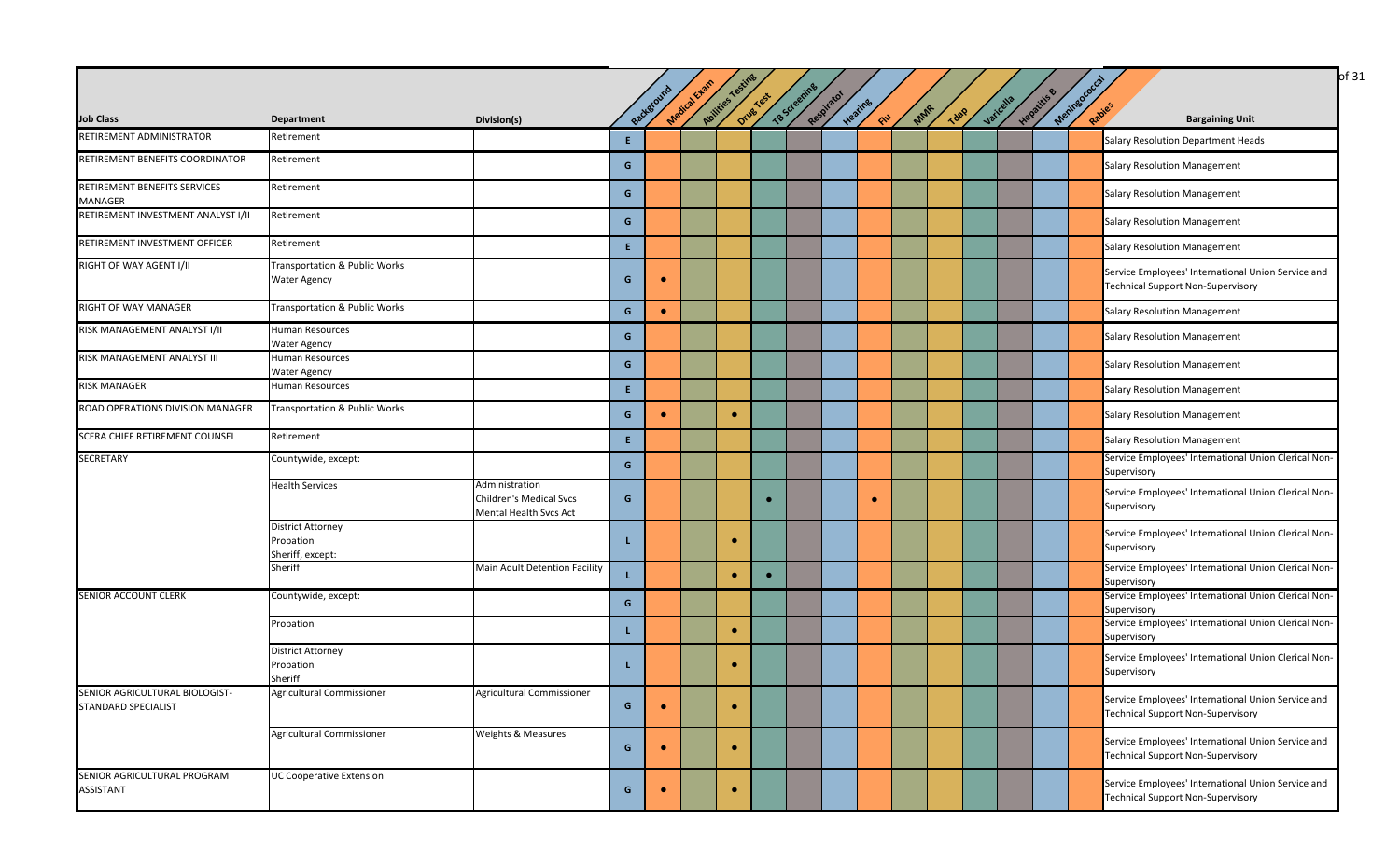| Job Class | Department | Division(s) | Background | Medical Exam | Abilities Testing | Drug Test | TB Screening | Respirator | Hearing | Flu | MMR | Tdap | Varicella | Hepatitis B | Meningococcal | Rabies | Bargaining Unit |
|---|---|---|---|---|---|---|---|---|---|---|---|---|---|---|---|---|---|
| RETIREMENT ADMINISTRATOR | Retirement | | E | | | | | | | | | | | | | | Salary Resolution Department Heads |
| RETIREMENT BENEFITS COORDINATOR | Retirement | | G | | | | | | | | | | | | | | Salary Resolution Management |
| RETIREMENT BENEFITS SERVICES MANAGER | Retirement | | G | | | | | | | | | | | | | | Salary Resolution Management |
| RETIREMENT INVESTMENT ANALYST I/II | Retirement | | G | | | | | | | | | | | | | | Salary Resolution Management |
| RETIREMENT INVESTMENT OFFICER | Retirement | | E | | | | | | | | | | | | | | Salary Resolution Management |
| RIGHT OF WAY AGENT I/II | Transportation & Public Works<br>Water Agency | | G | • | | | | | | | | | | | | | Service Employees' International Union Service and Technical Support Non-Supervisory |
| RIGHT OF WAY MANAGER | Transportation & Public Works | | G | • | | | | | | | | | | | | | Salary Resolution Management |
| RISK MANAGEMENT ANALYST I/II | Human Resources<br>Water Agency | | G | | | | | | | | | | | | | | Salary Resolution Management |
| RISK MANAGEMENT ANALYST III | Human Resources<br>Water Agency | | G | | | | | | | | | | | | | | Salary Resolution Management |
| RISK MANAGER | Human Resources | | E | | | | | | | | | | | | | | Salary Resolution Management |
| ROAD OPERATIONS DIVISION MANAGER | Transportation & Public Works | | G | • | | • | | | | | | | | | | | Salary Resolution Management |
| SCERA CHIEF RETIREMENT COUNSEL | Retirement | | E | | | | | | | | | | | | | | Salary Resolution Management |
| SECRETARY | Countywide, except: | | G | | | | | | | | | | | | | | Service Employees' International Union Clerical Non-Supervisory |
| | Health Services | Administration<br>Children's Medical Svcs<br>Mental Health Svcs Act | G | | | | • | | | • | | | | | | | Service Employees' International Union Clerical Non-Supervisory |
| | District Attorney<br>Probation<br>Sheriff, except: | | L | | | • | | | | | | | | | | | Service Employees' International Union Clerical Non-Supervisory |
| | Sheriff | Main Adult Detention Facility | L | | | • | • | | | | | | | | | | Service Employees' International Union Clerical Non-Supervisory |
| SENIOR ACCOUNT CLERK | Countywide, except: | | G | | | | | | | | | | | | | | Service Employees' International Union Clerical Non-Supervisory |
| | Probation | | L | | | • | | | | | | | | | | | Service Employees' International Union Clerical Non-Supervisory |
| | District Attorney<br>Probation<br>Sheriff | | L | | | • | | | | | | | | | | | Service Employees' International Union Clerical Non-Supervisory |
| SENIOR AGRICULTURAL BIOLOGIST-STANDARD SPECIALIST | Agricultural Commissioner | Agricultural Commissioner | G | • | | • | | | | | | | | | | | Service Employees' International Union Service and Technical Support Non-Supervisory |
| | Agricultural Commissioner | Weights & Measures | G | • | | • | | | | | | | | | | | Service Employees' International Union Service and Technical Support Non-Supervisory |
| SENIOR AGRICULTURAL PROGRAM ASSISTANT | UC Cooperative Extension | | G | • | | • | | | | | | | | | | | Service Employees' International Union Service and Technical Support Non-Supervisory |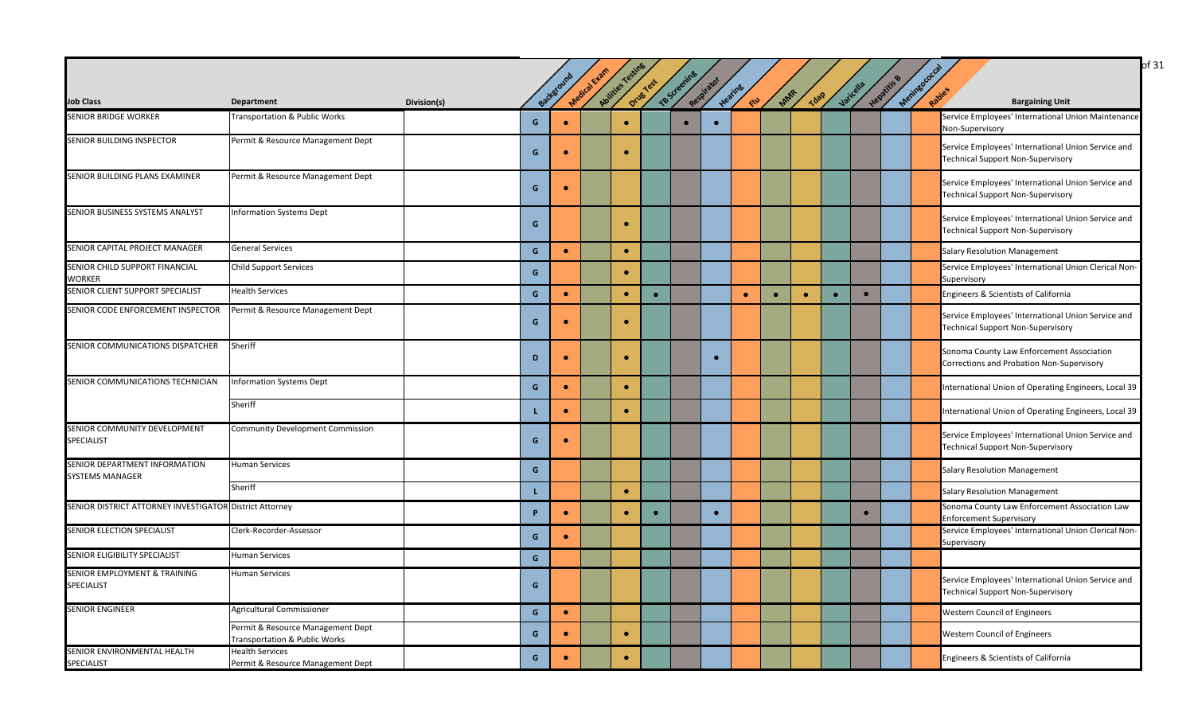| Job Class | Department | Division(s) | Background | Medical Exam | Abilities Testing | Drug Test | TB Screening | Respirator | Hearing | Flu | MMR | Tdap | Varicella | Hepatitis B | Meningococcal | Rabies | Bargaining Unit |
|---|---|---|---|---|---|---|---|---|---|---|---|---|---|---|---|---|---|
| SENIOR BRIDGE WORKER | Transportation & Public Works | | G | ● | | ● | | ● | ● | | | | | | | | Service Employees' International Union Maintenance Non-Supervisory |
| SENIOR BUILDING INSPECTOR | Permit & Resource Management Dept | | G | ● | | ● | | | | | | | | | | | Service Employees' International Union Service and Technical Support Non-Supervisory |
| SENIOR BUILDING PLANS EXAMINER | Permit & Resource Management Dept | | G | ● | | | | | | | | | | | | | Service Employees' International Union Service and Technical Support Non-Supervisory |
| SENIOR BUSINESS SYSTEMS ANALYST | Information Systems Dept | | G | | | ● | | | | | | | | | | | Service Employees' International Union Service and Technical Support Non-Supervisory |
| SENIOR CAPITAL PROJECT MANAGER | General Services | | G | ● | | ● | | | | | | | | | | | Salary Resolution Management |
| SENIOR CHILD SUPPORT FINANCIAL WORKER | Child Support Services | | G | | | ● | | | | | | | | | | | Service Employees' International Union Clerical Non-Supervisory |
| SENIOR CLIENT SUPPORT SPECIALIST | Health Services | | G | ● | | ● | ● | | | ● | ● | ● | ● | ● | | | Engineers & Scientists of California |
| SENIOR CODE ENFORCEMENT INSPECTOR | Permit & Resource Management Dept | | G | ● | | ● | | | | | | | | | | | Service Employees' International Union Service and Technical Support Non-Supervisory |
| SENIOR COMMUNICATIONS DISPATCHER | Sheriff | | D | ● | | ● | | | ● | | | | | | | | Sonoma County Law Enforcement Association Corrections and Probation Non-Supervisory |
| SENIOR COMMUNICATIONS TECHNICIAN | Information Systems Dept | | G | ● | | ● | | | | | | | | | | | International Union of Operating Engineers, Local 39 |
| | Sheriff | | L | ● | | ● | | | | | | | | | | | International Union of Operating Engineers, Local 39 |
| SENIOR COMMUNITY DEVELOPMENT SPECIALIST | Community Development Commission | | G | ● | | | | | | | | | | | | | Service Employees' International Union Service and Technical Support Non-Supervisory |
| SENIOR DEPARTMENT INFORMATION SYSTEMS MANAGER | Human Services | | G | | | | | | | | | | | | | | Salary Resolution Management |
| | Sheriff | | L | | | ● | | | | | | | | | | | Salary Resolution Management |
| SENIOR DISTRICT ATTORNEY INVESTIGATOR | District Attorney | | P | ● | | ● | ● | | ● | | | | | ● | | | Sonoma County Law Enforcement Association Law Enforcement Supervisory |
| SENIOR ELECTION SPECIALIST | Clerk-Recorder-Assessor | | G | ● | | | | | | | | | | | | | Service Employees' International Union Clerical Non-Supervisory |
| SENIOR ELIGIBILITY SPECIALIST | Human Services | | G | | | | | | | | | | | | | | |
| SENIOR EMPLOYMENT & TRAINING SPECIALIST | Human Services | | G | | | | | | | | | | | | | | Service Employees' International Union Service and Technical Support Non-Supervisory |
| SENIOR ENGINEER | Agricultural Commissioner | | G | ● | | | | | | | | | | | | | Western Council of Engineers |
| | Permit & Resource Management Dept<br>Transportation & Public Works | | G | ● | | ● | | | | | | | | | | | Western Council of Engineers |
| SENIOR ENVIRONMENTAL HEALTH SPECIALIST | Health Services<br>Permit & Resource Management Dept | | G | ● | | ● | | | | | | | | | | | Engineers & Scientists of California |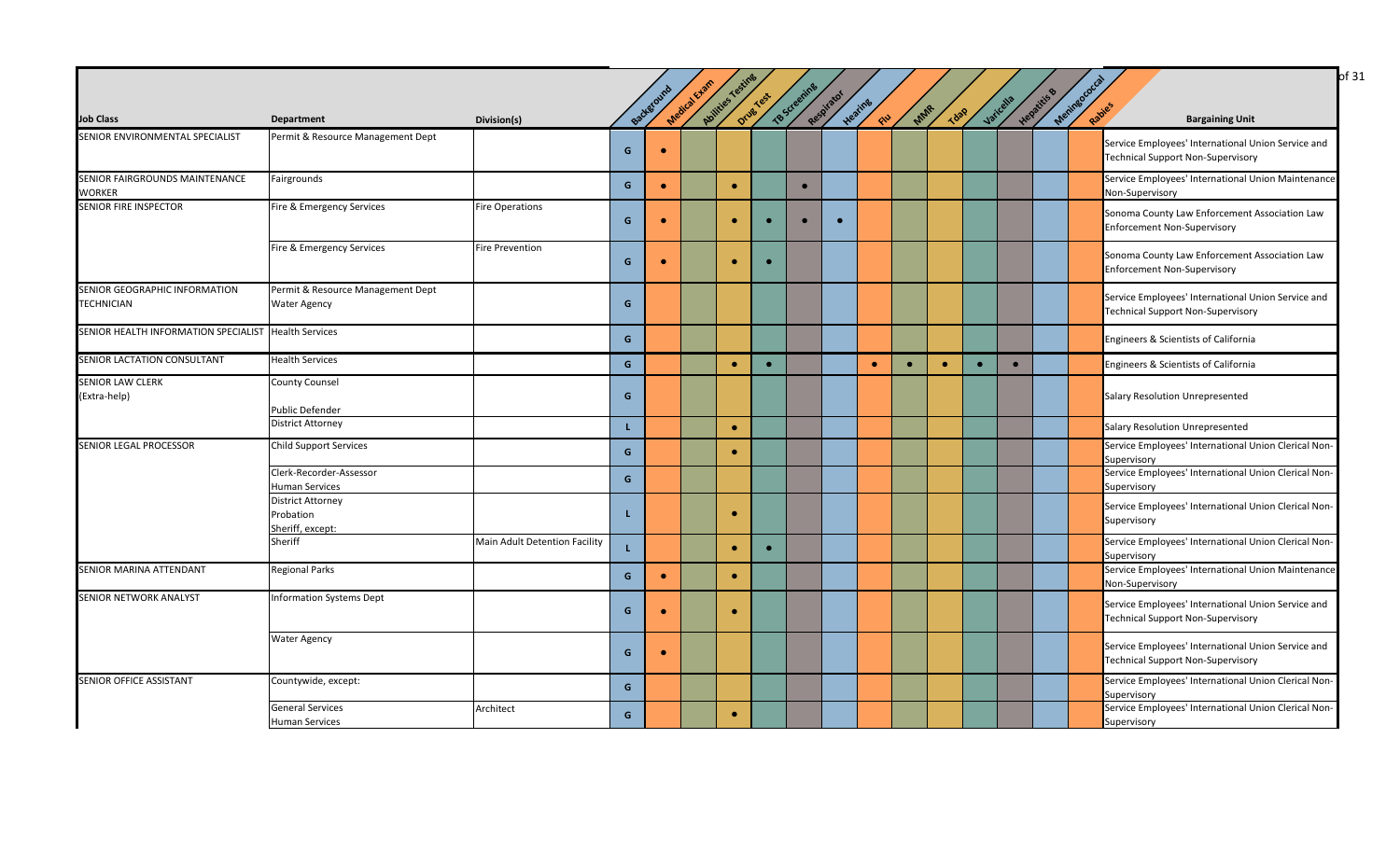| Job Class | Department | Division(s) | Background | Medical Exam | Abilities Testing | Drug Test | TB Screening | Respirator | Hearing | Flu | MMR | Tdap | Varicella | Hepatitis B | Meningococcal | Rabies | Bargaining Unit |
|---|---|---|---|---|---|---|---|---|---|---|---|---|---|---|---|---|---|
| SENIOR ENVIRONMENTAL SPECIALIST | Permit & Resource Management Dept | | G | • | | | | | | | | | | | | | Service Employees' International Union Service and Technical Support Non-Supervisory |
| SENIOR FAIRGROUNDS MAINTENANCE WORKER | Fairgrounds | | G | • | | • | | • | | | | | | | | | Service Employees' International Union Maintenance Non-Supervisory |
| SENIOR FIRE INSPECTOR | Fire & Emergency Services | Fire Operations | G | • | | • | • | • | • | | | | | | | | Sonoma County Law Enforcement Association Law Enforcement Non-Supervisory |
| | Fire & Emergency Services | Fire Prevention | G | • | | • | • | | | | | | | | | | Sonoma County Law Enforcement Association Law Enforcement Non-Supervisory |
| SENIOR GEOGRAPHIC INFORMATION TECHNICIAN | Permit & Resource Management Dept<br>Water Agency | | G | | | | | | | | | | | | | | Service Employees' International Union Service and Technical Support Non-Supervisory |
| SENIOR HEALTH INFORMATION SPECIALIST | Health Services | | G | | | | | | | | | | | | | | Engineers & Scientists of California |
| SENIOR LACTATION CONSULTANT | Health Services | | G | | | • | • | | | • | • | • | • | • | | | Engineers & Scientists of California |
| SENIOR LAW CLERK (Extra-help) | County Counsel<br>Public Defender | | G | | | | | | | | | | | | | | Salary Resolution Unrepresented |
| | District Attorney | | L | | | • | | | | | | | | | | | Salary Resolution Unrepresented |
| SENIOR LEGAL PROCESSOR | Child Support Services | | G | | | • | | | | | | | | | | | Service Employees' International Union Clerical Non-Supervisory |
| | Clerk-Recorder-Assessor<br>Human Services | | G | | | | | | | | | | | | | | Service Employees' International Union Clerical Non-Supervisory |
| | District Attorney<br>Probation<br>Sheriff, except: | | L | | | • | | | | | | | | | | | Service Employees' International Union Clerical Non-Supervisory |
| | Sheriff | Main Adult Detention Facility | L | | | • | • | | | | | | | | | | Service Employees' International Union Clerical Non-Supervisory |
| SENIOR MARINA ATTENDANT | Regional Parks | | G | • | | • | | | | | | | | | | | Service Employees' International Union Maintenance Non-Supervisory |
| SENIOR NETWORK ANALYST | Information Systems Dept | | G | • | | • | | | | | | | | | | | Service Employees' International Union Service and Technical Support Non-Supervisory |
| | Water Agency | | G | • | | | | | | | | | | | | | Service Employees' International Union Service and Technical Support Non-Supervisory |
| SENIOR OFFICE ASSISTANT | Countywide, except: | | G | | | | | | | | | | | | | | Service Employees' International Union Clerical Non-Supervisory |
| | General Services<br>Human Services | Architect | G | | | • | | | | | | | | | | | Service Employees' International Union Clerical Non-Supervisory |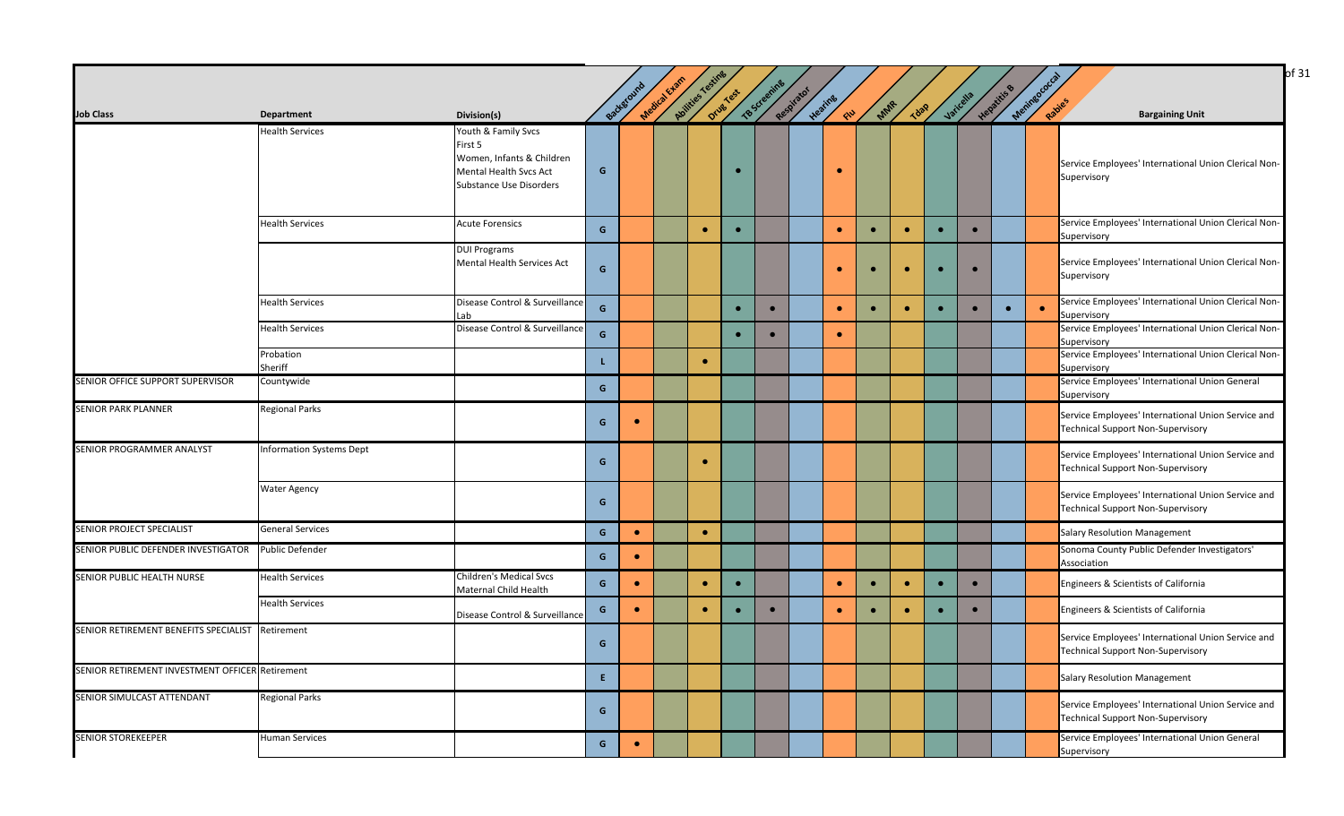| Job Class | Department | Division(s) | Background | Medical Exam | Abilities Testing | Drug Test | TB Screening | Respirator | Hearing | Flu | MMR | Tdap | Varicella | Hepatitis B | Meningococcal | Rabies | Bargaining Unit |
|---|---|---|---|---|---|---|---|---|---|---|---|---|---|---|---|---|---|
| | Health Services | Youth & Family Svcs<br>First 5<br>Women, Infants & Children<br>Mental Health Svcs Act<br>Substance Use Disorders | G | | | | • | | | • | | | | | | | Service Employees' International Union Clerical Non-Supervisory |
| | Health Services | Acute Forensics | G | | | • | • | | | • | • | • | • | • | | | Service Employees' International Union Clerical Non-Supervisory |
| | | DUI Programs<br>Mental Health Services Act | G | | | | | | | • | • | • | • | • | | | Service Employees' International Union Clerical Non-Supervisory |
| | Health Services | Disease Control & Surveillance Lab | G | | | | • | • | | • | • | • | • | • | • | • | Service Employees' International Union Clerical Non-Supervisory |
| | Health Services | Disease Control & Surveillance | G | | | | • | • | | • | | | | | | | Service Employees' International Union Clerical Non-Supervisory |
| | Probation<br>Sheriff | | L | | | • | | | | | | | | | | | Service Employees' International Union Clerical Non-Supervisory |
| SENIOR OFFICE SUPPORT SUPERVISOR | Countywide | | G | | | | | | | | | | | | | | Service Employees' International Union General Supervisory |
| SENIOR PARK PLANNER | Regional Parks | | G | • | | | | | | | | | | | | | Service Employees' International Union Service and Technical Support Non-Supervisory |
| SENIOR PROGRAMMER ANALYST | Information Systems Dept | | G | | | • | | | | | | | | | | | Service Employees' International Union Service and Technical Support Non-Supervisory |
| | Water Agency | | G | | | | | | | | | | | | | | Service Employees' International Union Service and Technical Support Non-Supervisory |
| SENIOR PROJECT SPECIALIST | General Services | | G | • | | • | | | | | | | | | | | Salary Resolution Management |
| SENIOR PUBLIC DEFENDER INVESTIGATOR | Public Defender | | G | • | | | | | | | | | | | | | Sonoma County Public Defender Investigators' Association |
| SENIOR PUBLIC HEALTH NURSE | Health Services | Children's Medical Svcs<br>Maternal Child Health | G | • | | • | • | | | • | • | • | • | • | | | Engineers & Scientists of California |
| | Health Services | Disease Control & Surveillance | G | • | | • | • | • | | • | • | • | • | • | | | Engineers & Scientists of California |
| SENIOR RETIREMENT BENEFITS SPECIALIST | Retirement | | G | | | | | | | | | | | | | | Service Employees' International Union Service and Technical Support Non-Supervisory |
| SENIOR RETIREMENT INVESTMENT OFFICER | Retirement | | E | | | | | | | | | | | | | | Salary Resolution Management |
| SENIOR SIMULCAST ATTENDANT | Regional Parks | | G | | | | | | | | | | | | | | Service Employees' International Union Service and Technical Support Non-Supervisory |
| SENIOR STOREKEEPER | Human Services | | G | • | | | | | | | | | | | | | Service Employees' International Union General Supervisory |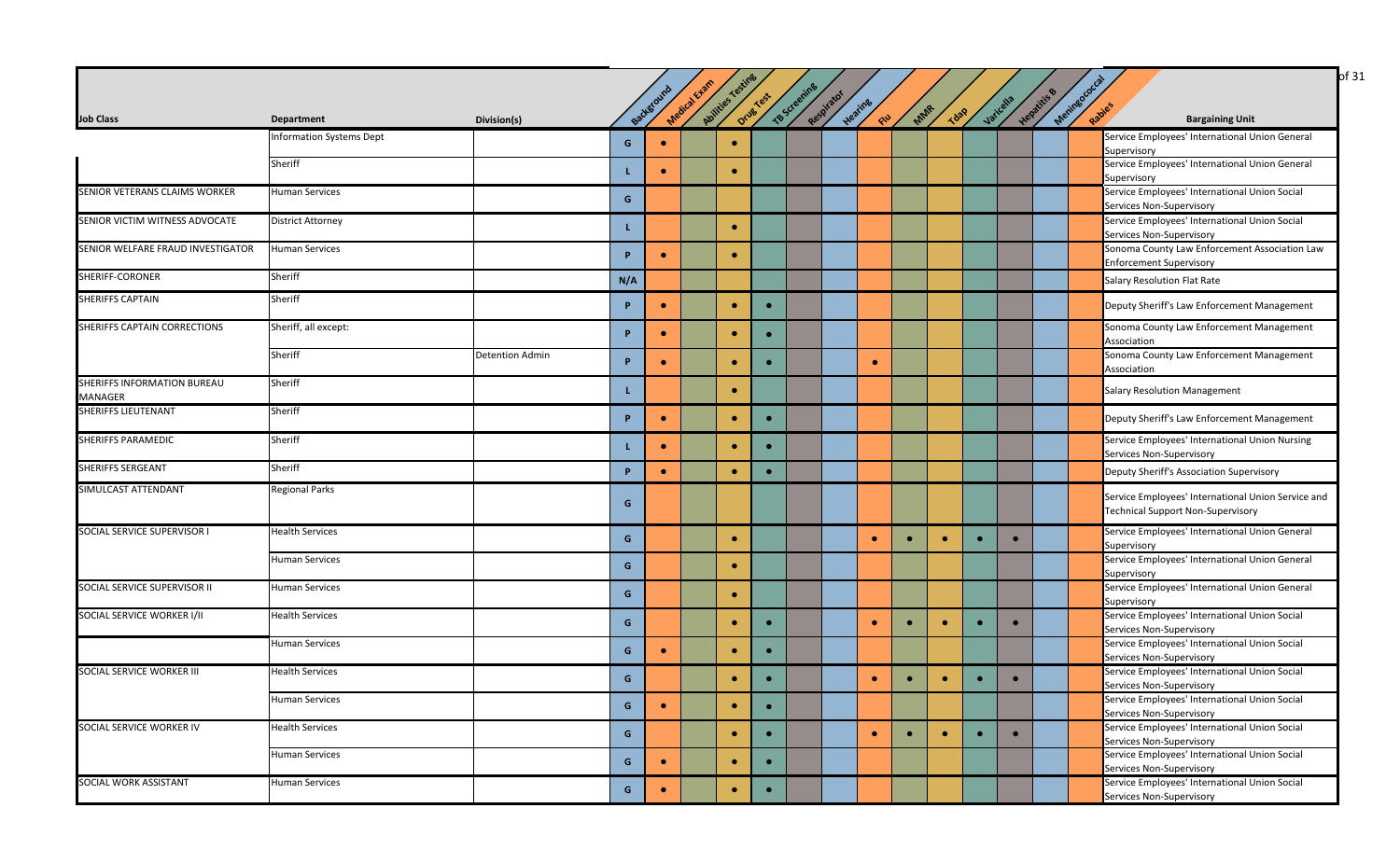| Job Class | Department | Division(s) | Background | Medical Exam | Abilities Testing | Drug Test | TB Screening | Respirator | Hearing | Flu | MMR | Tdap | Varicella | Hepatitis B | Meningococcal | Rabies | Bargaining Unit |
|---|---|---|---|---|---|---|---|---|---|---|---|---|---|---|---|---|---|
| | Information Systems Dept | | G | ● | | ● | | | | | | | | | | | Service Employees' International Union General Supervisory |
| | Sheriff | | L | ● | | ● | | | | | | | | | | | Service Employees' International Union General Supervisory |
| SENIOR VETERANS CLAIMS WORKER | Human Services | | G | | | | | | | | | | | | | | Service Employees' International Union Social Services Non-Supervisory |
| SENIOR VICTIM WITNESS ADVOCATE | District Attorney | | L | | | ● | | | | | | | | | | | Service Employees' International Union Social Services Non-Supervisory |
| SENIOR WELFARE FRAUD INVESTIGATOR | Human Services | | P | ● | | ● | | | | | | | | | | | Sonoma County Law Enforcement Association Law Enforcement Supervisory |
| SHERIFF-CORONER | Sheriff | | N/A | | | | | | | | | | | | | | Salary Resolution Flat Rate |
| SHERIFFS CAPTAIN | Sheriff | | P | ● | | ● | ● | | | | | | | | | | Deputy Sheriff's Law Enforcement Management |
| SHERIFFS CAPTAIN CORRECTIONS | Sheriff, all except: | | P | ● | | ● | ● | | | | | | | | | | Sonoma County Law Enforcement Management Association |
| | Sheriff | Detention Admin | P | ● | | ● | ● | | | ● | | | | | | | Sonoma County Law Enforcement Management Association |
| SHERIFFS INFORMATION BUREAU MANAGER | Sheriff | | L | | | ● | | | | | | | | | | | Salary Resolution Management |
| SHERIFFS LIEUTENANT | Sheriff | | P | ● | | ● | ● | | | | | | | | | | Deputy Sheriff's Law Enforcement Management |
| SHERIFFS PARAMEDIC | Sheriff | | L | ● | | ● | ● | | | | | | | | | | Service Employees' International Union Nursing Services Non-Supervisory |
| SHERIFFS SERGEANT | Sheriff | | P | ● | | ● | ● | | | | | | | | | | Deputy Sheriff's Association Supervisory |
| SIMULCAST ATTENDANT | Regional Parks | | G | | | | | | | | | | | | | | Service Employees' International Union Service and Technical Support Non-Supervisory |
| SOCIAL SERVICE SUPERVISOR I | Health Services | | G | | | ● | | | | ● | ● | ● | ● | ● | | | Service Employees' International Union General Supervisory |
| | Human Services | | G | | | ● | | | | | | | | | | | Service Employees' International Union General Supervisory |
| SOCIAL SERVICE SUPERVISOR II | Human Services | | G | | | ● | | | | | | | | | | | Service Employees' International Union General Supervisory |
| SOCIAL SERVICE WORKER I/II | Health Services | | G | | | ● | ● | | | ● | ● | ● | ● | ● | | | Service Employees' International Union Social Services Non-Supervisory |
| | Human Services | | G | ● | | ● | ● | | | | | | | | | | Service Employees' International Union Social Services Non-Supervisory |
| SOCIAL SERVICE WORKER III | Health Services | | G | | | ● | ● | | | ● | ● | ● | ● | ● | | | Service Employees' International Union Social Services Non-Supervisory |
| | Human Services | | G | ● | | ● | ● | | | | | | | | | | Service Employees' International Union Social Services Non-Supervisory |
| SOCIAL SERVICE WORKER IV | Health Services | | G | | | ● | ● | | | ● | ● | ● | ● | ● | | | Service Employees' International Union Social Services Non-Supervisory |
| | Human Services | | G | ● | | ● | ● | | | | | | | | | | Service Employees' International Union Social Services Non-Supervisory |
| SOCIAL WORK ASSISTANT | Human Services | | G | ● | | ● | ● | | | | | | | | | | Service Employees' International Union Social Services Non-Supervisory |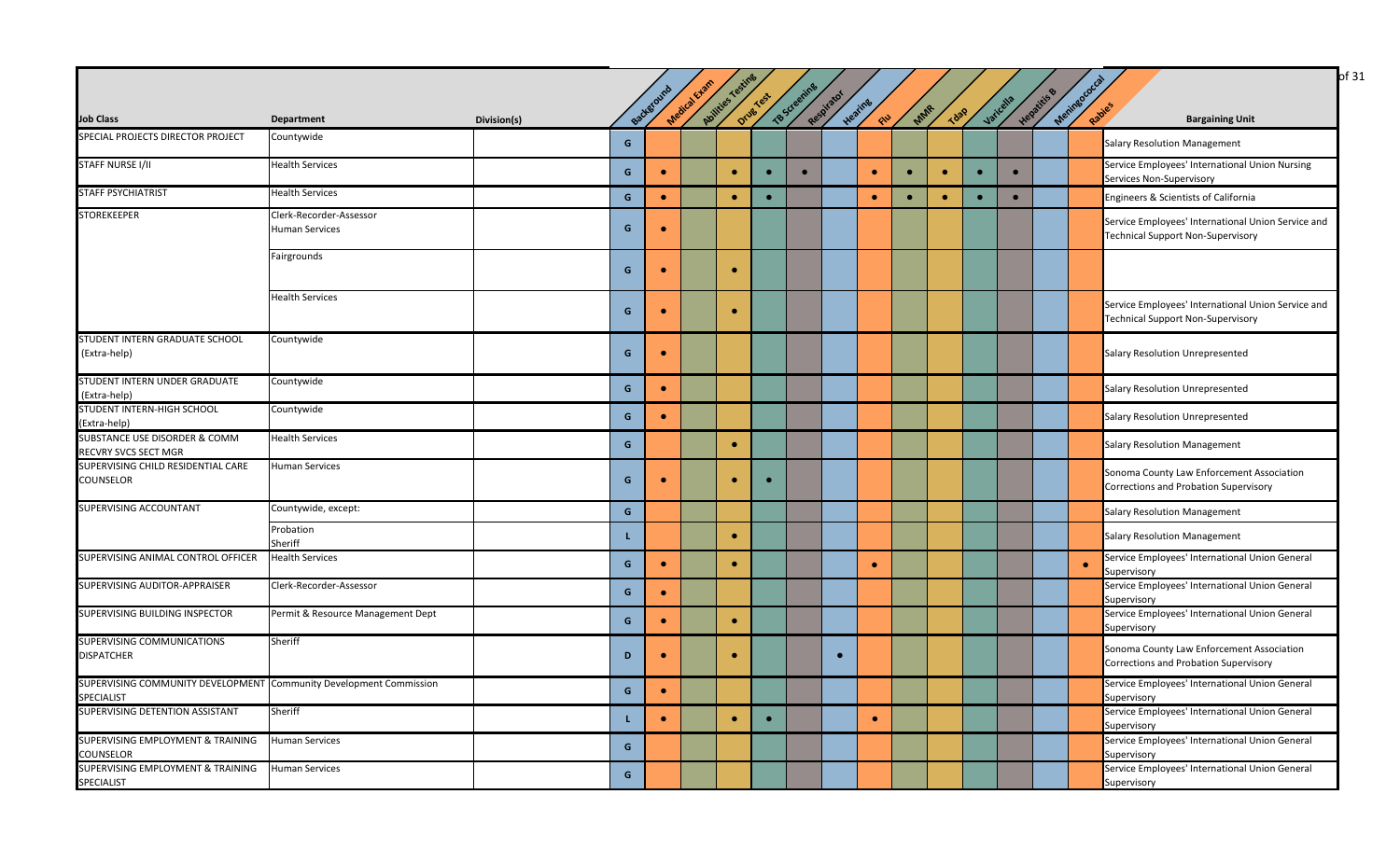| Job Class | Department | Division(s) | Background | Medical Exam | Abilities Testing | Drug Test | TB Screening | Respirator | Hearing | Flu | MMR | Tdap | Varicella | Hepatitis B | Meningococcal | Rabies | Bargaining Unit |
|---|---|---|---|---|---|---|---|---|---|---|---|---|---|---|---|---|---|
| SPECIAL PROJECTS DIRECTOR PROJECT | Countywide | | G | | | | | | | | | | | | | | Salary Resolution Management |
| STAFF NURSE I/II | Health Services | | G | • | | • | • | • | | • | • | • | • | • | | | Service Employees' International Union Nursing Services Non-Supervisory |
| STAFF PSYCHIATRIST | Health Services | | G | • | | • | • | | | • | • | • | • | • | | | Engineers & Scientists of California |
| STOREKEEPER | Clerk-Recorder-Assessor<br>Human Services | | G | • | | | | | | | | | | | | | Service Employees' International Union Service and Technical Support Non-Supervisory |
| | Fairgrounds | | G | • | | • | | | | | | | | | | | |
| | Health Services | | G | • | | • | | | | | | | | | | | Service Employees' International Union Service and Technical Support Non-Supervisory |
| STUDENT INTERN GRADUATE SCHOOL (Extra-help) | Countywide | | G | • | | | | | | | | | | | | | Salary Resolution Unrepresented |
| STUDENT INTERN UNDER GRADUATE (Extra-help) | Countywide | | G | • | | | | | | | | | | | | | Salary Resolution Unrepresented |
| STUDENT INTERN-HIGH SCHOOL (Extra-help) | Countywide | | G | • | | | | | | | | | | | | | Salary Resolution Unrepresented |
| SUBSTANCE USE DISORDER & COMM RECVRY SVCS SECT MGR | Health Services | | G | | | • | | | | | | | | | | | Salary Resolution Management |
| SUPERVISING CHILD RESIDENTIAL CARE COUNSELOR | Human Services | | G | • | | • | • | | | | | | | | | | Sonoma County Law Enforcement Association Corrections and Probation Supervisory |
| SUPERVISING ACCOUNTANT | Countywide, except: | | G | | | | | | | | | | | | | | Salary Resolution Management |
| | Probation<br>Sheriff | | L | | | • | | | | | | | | | | | Salary Resolution Management |
| SUPERVISING ANIMAL CONTROL OFFICER | Health Services | | G | • | | • | | | | • | | | | | | • | Service Employees' International Union General Supervisory |
| SUPERVISING AUDITOR-APPRAISER | Clerk-Recorder-Assessor | | G | • | | | | | | | | | | | | | Service Employees' International Union General Supervisory |
| SUPERVISING BUILDING INSPECTOR | Permit & Resource Management Dept | | G | • | | • | | | | | | | | | | | Service Employees' International Union General Supervisory |
| SUPERVISING COMMUNICATIONS DISPATCHER | Sheriff | | D | • | | • | | | • | | | | | | | | Sonoma County Law Enforcement Association Corrections and Probation Supervisory |
| SUPERVISING COMMUNITY DEVELOPMENT SPECIALIST | Community Development Commission | | G | • | | | | | | | | | | | | | Service Employees' International Union General Supervisory |
| SUPERVISING DETENTION ASSISTANT | Sheriff | | L | • | | • | • | | | • | | | | | | | Service Employees' International Union General Supervisory |
| SUPERVISING EMPLOYMENT & TRAINING COUNSELOR | Human Services | | G | | | | | | | | | | | | | | Service Employees' International Union General Supervisory |
| SUPERVISING EMPLOYMENT & TRAINING SPECIALIST | Human Services | | G | | | | | | | | | | | | | | Service Employees' International Union General Supervisory |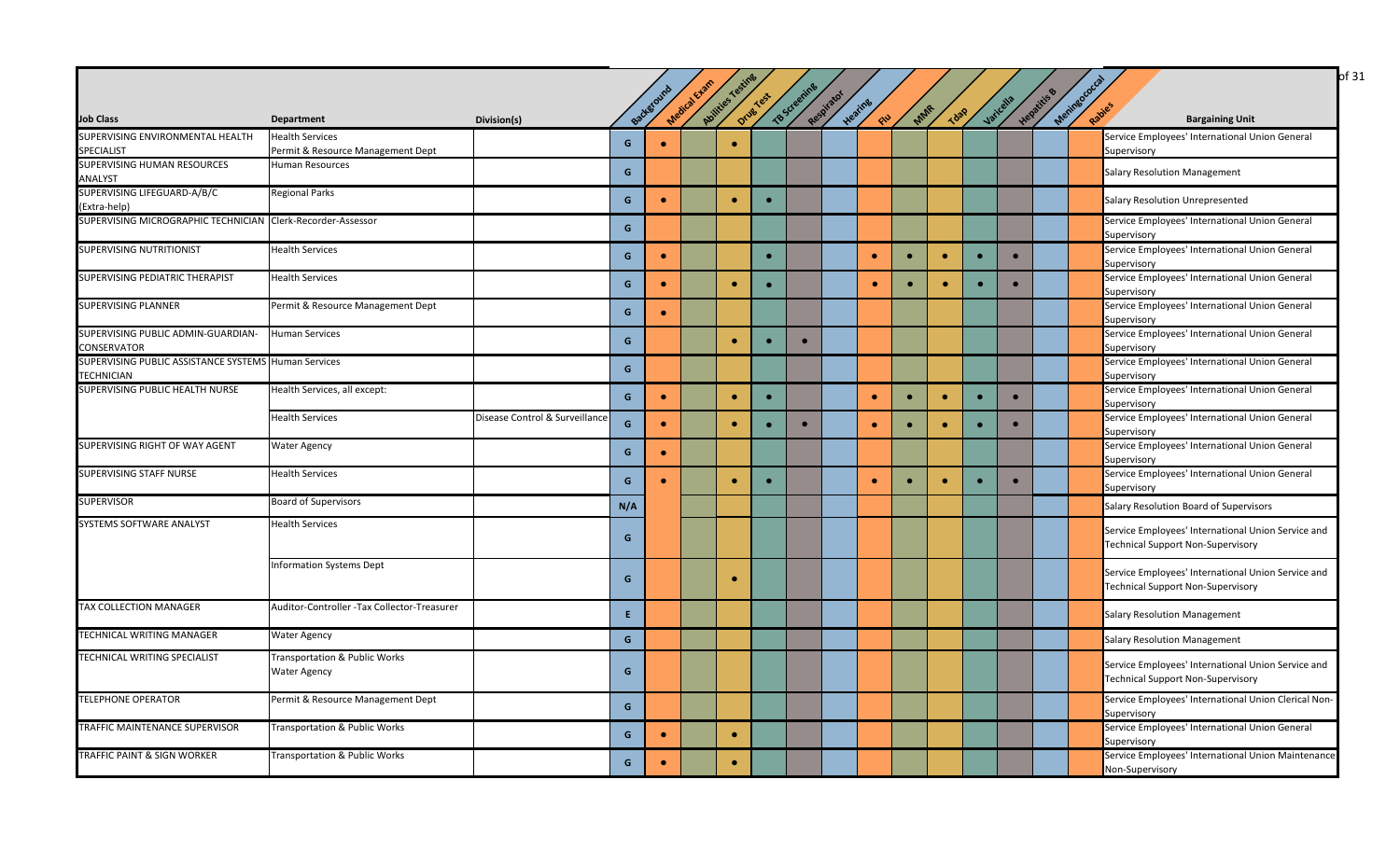| Job Class | Department | Division(s) | Background | Medical Exam | Abilities Testing | Drug Test | TB Screening | Respirator | Hearing | Flu | MMR | Tdap | Varicella | Hepatitis B | Meningococcal | Rabies | Bargaining Unit |
|---|---|---|---|---|---|---|---|---|---|---|---|---|---|---|---|---|---|
| SUPERVISING ENVIRONMENTAL HEALTH SPECIALIST | Health Services<br>Permit & Resource Management Dept | | G | • | | • | | | | | | | | | | | Service Employees' International Union General Supervisory |
| SUPERVISING HUMAN RESOURCES ANALYST | Human Resources | | G | | | | | | | | | | | | | | Salary Resolution Management |
| SUPERVISING LIFEGUARD-A/B/C (Extra-help) | Regional Parks | | G | • | | • | • | | | | | | | | | | Salary Resolution Unrepresented |
| SUPERVISING MICROGRAPHIC TECHNICIAN | Clerk-Recorder-Assessor | | G | | | | | | | | | | | | | | Service Employees' International Union General Supervisory |
| SUPERVISING NUTRITIONIST | Health Services | | G | • | | | • | | | • | • | • | • | • | | | Service Employees' International Union General Supervisory |
| SUPERVISING PEDIATRIC THERAPIST | Health Services | | G | • | | • | • | | | • | • | • | • | • | | | Service Employees' International Union General Supervisory |
| SUPERVISING PLANNER | Permit & Resource Management Dept | | G | • | | | | | | | | | | | | | Service Employees' International Union General Supervisory |
| SUPERVISING PUBLIC ADMIN-GUARDIAN-CONSERVATOR | Human Services | | G | | | • | • | • | | | | | | | | | Service Employees' International Union General Supervisory |
| SUPERVISING PUBLIC ASSISTANCE SYSTEMS TECHNICIAN | Human Services | | G | | | | | | | | | | | | | | Service Employees' International Union General Supervisory |
| SUPERVISING PUBLIC HEALTH NURSE | Health Services, all except: | | G | • | | • | • | | | • | • | • | • | • | | | Service Employees' International Union General Supervisory |
| | Health Services | Disease Control & Surveillance | G | • | | • | • | • | | • | • | • | • | • | | | Service Employees' International Union General Supervisory |
| SUPERVISING RIGHT OF WAY AGENT | Water Agency | | G | • | | | | | | | | | | | | | Service Employees' International Union General Supervisory |
| SUPERVISING STAFF NURSE | Health Services | | G | • | | • | • | | | • | • | • | • | • | | | Service Employees' International Union General Supervisory |
| SUPERVISOR | Board of Supervisors | | N/A | | | | | | | | | | | | | | Salary Resolution Board of Supervisors |
| SYSTEMS SOFTWARE ANALYST | Health Services | | G | | | | | | | | | | | | | | Service Employees' International Union Service and Technical Support Non-Supervisory |
| | Information Systems Dept | | G | | | • | | | | | | | | | | | Service Employees' International Union Service and Technical Support Non-Supervisory |
| TAX COLLECTION MANAGER | Auditor-Controller -Tax Collector-Treasurer | | E | | | | | | | | | | | | | | Salary Resolution Management |
| TECHNICAL WRITING MANAGER | Water Agency | | G | | | | | | | | | | | | | | Salary Resolution Management |
| TECHNICAL WRITING SPECIALIST | Transportation & Public Works<br>Water Agency | | G | | | | | | | | | | | | | | Service Employees' International Union Service and Technical Support Non-Supervisory |
| TELEPHONE OPERATOR | Permit & Resource Management Dept | | G | | | | | | | | | | | | | | Service Employees' International Union Clerical Non-Supervisory |
| TRAFFIC MAINTENANCE SUPERVISOR | Transportation & Public Works | | G | • | | • | | | | | | | | | | | Service Employees' International Union General Supervisory |
| TRAFFIC PAINT & SIGN WORKER | Transportation & Public Works | | G | • | | • | | | | | | | | | | | Service Employees' International Union Maintenance Non-Supervisory |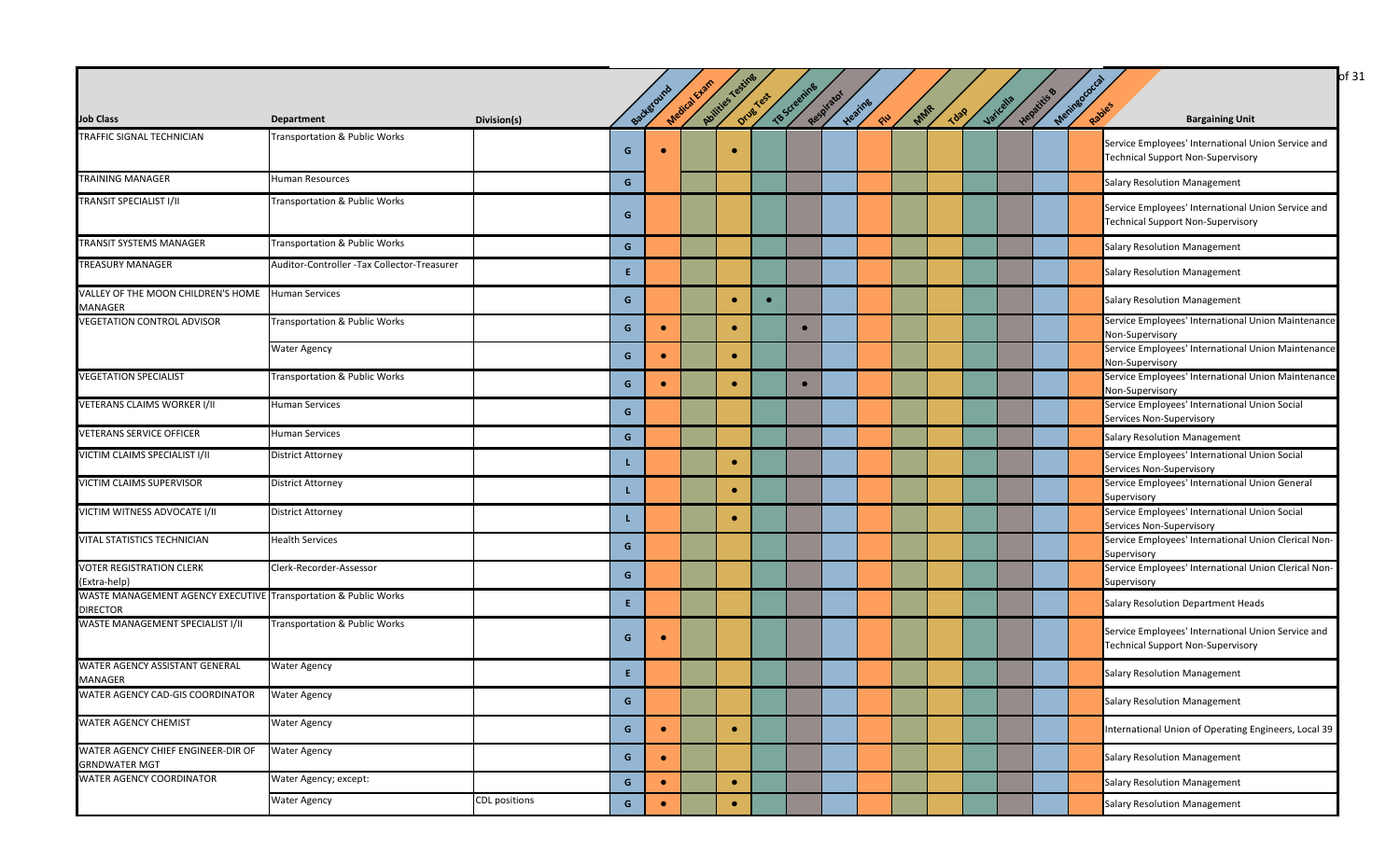| Job Class | Department | Division(s) | Background | Medical Exam | Abilities Testing | Drug Test | TB Screening | Respirator | Hearing | Flu | MMR | Tdap | Varicella | Hepatitis B | Meningococcal | Rabies | Bargaining Unit |
|---|---|---|---|---|---|---|---|---|---|---|---|---|---|---|---|---|---|
| TRAFFIC SIGNAL TECHNICIAN | Transportation & Public Works | | G | ● | | ● | | | | | | | | | | | Service Employees' International Union Service and Technical Support Non-Supervisory |
| TRAINING MANAGER | Human Resources | | G | | | | | | | | | | | | | | Salary Resolution Management |
| TRANSIT SPECIALIST I/II | Transportation & Public Works | | G | | | | | | | | | | | | | | Service Employees' International Union Service and Technical Support Non-Supervisory |
| TRANSIT SYSTEMS MANAGER | Transportation & Public Works | | G | | | | | | | | | | | | | | Salary Resolution Management |
| TREASURY MANAGER | Auditor-Controller -Tax Collector-Treasurer | | E | | | | | | | | | | | | | | Salary Resolution Management |
| VALLEY OF THE MOON CHILDREN'S HOME MANAGER | Human Services | | G | | | ● | ● | | | | | | | | | | Salary Resolution Management |
| VEGETATION CONTROL ADVISOR | Transportation & Public Works | | G | ● | | ● | | ● | | | | | | | | | Service Employees' International Union Maintenance Non-Supervisory |
| | Water Agency | | G | ● | | ● | | | | | | | | | | | Service Employees' International Union Maintenance Non-Supervisory |
| VEGETATION SPECIALIST | Transportation & Public Works | | G | ● | | ● | | ● | | | | | | | | | Service Employees' International Union Maintenance Non-Supervisory |
| VETERANS CLAIMS WORKER I/II | Human Services | | G | | | | | | | | | | | | | | Service Employees' International Union Social Services Non-Supervisory |
| VETERANS SERVICE OFFICER | Human Services | | G | | | | | | | | | | | | | | Salary Resolution Management |
| VICTIM CLAIMS SPECIALIST I/II | District Attorney | | L | | | ● | | | | | | | | | | | Service Employees' International Union Social Services Non-Supervisory |
| VICTIM CLAIMS SUPERVISOR | District Attorney | | L | | | ● | | | | | | | | | | | Service Employees' International Union General Supervisory |
| VICTIM WITNESS ADVOCATE I/II | District Attorney | | L | | | ● | | | | | | | | | | | Service Employees' International Union Social Services Non-Supervisory |
| VITAL STATISTICS TECHNICIAN | Health Services | | G | | | | | | | | | | | | | | Service Employees' International Union Clerical Non-Supervisory |
| VOTER REGISTRATION CLERK (Extra-help) | Clerk-Recorder-Assessor | | G | | | | | | | | | | | | | | Service Employees' International Union Clerical Non-Supervisory |
| WASTE MANAGEMENT AGENCY EXECUTIVE DIRECTOR | Transportation & Public Works | | E | | | | | | | | | | | | | | Salary Resolution Department Heads |
| WASTE MANAGEMENT SPECIALIST I/II | Transportation & Public Works | | G | ● | | | | | | | | | | | | | Service Employees' International Union Service and Technical Support Non-Supervisory |
| WATER AGENCY ASSISTANT GENERAL MANAGER | Water Agency | | E | | | | | | | | | | | | | | Salary Resolution Management |
| WATER AGENCY CAD-GIS COORDINATOR | Water Agency | | G | | | | | | | | | | | | | | Salary Resolution Management |
| WATER AGENCY CHEMIST | Water Agency | | G | ● | | ● | | | | | | | | | | | International Union of Operating Engineers, Local 39 |
| WATER AGENCY CHIEF ENGINEER-DIR OF GRNDWATER MGT | Water Agency | | G | ● | | | | | | | | | | | | | Salary Resolution Management |
| WATER AGENCY COORDINATOR | Water Agency; except: | | G | ● | | ● | | | | | | | | | | | Salary Resolution Management |
| | Water Agency | CDL positions | G | ● | | ● | | | | | | | | | | | Salary Resolution Management |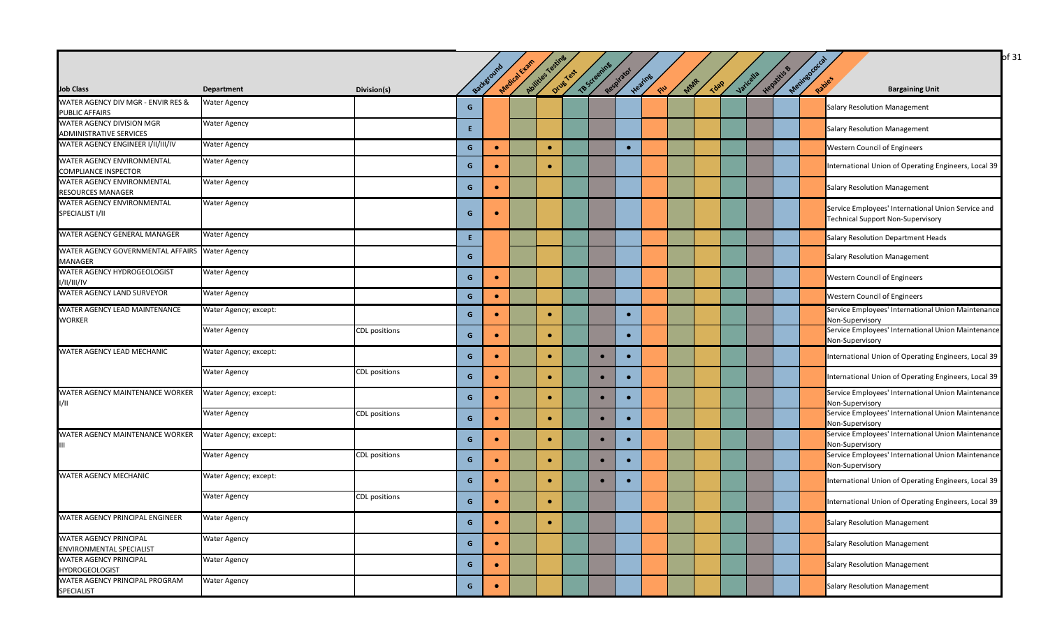| Job Class | Department | Division(s) | Background | Medical Exam | Abilities Testing | Drug Test | TB Screening | Respirator | Hearing | Flu | MMR | Tdap | Varicella | Hepatitis B | Meningococcal | Rabies | Bargaining Unit |
|---|---|---|---|---|---|---|---|---|---|---|---|---|---|---|---|---|---|
| WATER AGENCY DIV MGR - ENVIR RES & PUBLIC AFFAIRS | Water Agency | | G | | | | | | | | | | | | | | Salary Resolution Management |
| WATER AGENCY DIVISION MGR ADMINISTRATIVE SERVICES | Water Agency | | E | | | | | | | | | | | | | | Salary Resolution Management |
| WATER AGENCY ENGINEER I/II/III/IV | Water Agency | | G | ● | | ● | | | ● | | | | | | | | Western Council of Engineers |
| WATER AGENCY ENVIRONMENTAL COMPLIANCE INSPECTOR | Water Agency | | G | ● | | ● | | | | | | | | | | | International Union of Operating Engineers, Local 39 |
| WATER AGENCY ENVIRONMENTAL RESOURCES MANAGER | Water Agency | | G | ● | | | | | | | | | | | | | Salary Resolution Management |
| WATER AGENCY ENVIRONMENTAL SPECIALIST I/II | Water Agency | | G | ● | | | | | | | | | | | | | Service Employees' International Union Service and Technical Support Non-Supervisory |
| WATER AGENCY GENERAL MANAGER | Water Agency | | E | | | | | | | | | | | | | | Salary Resolution Department Heads |
| WATER AGENCY GOVERNMENTAL AFFAIRS MANAGER | Water Agency | | G | | | | | | | | | | | | | | Salary Resolution Management |
| WATER AGENCY HYDROGEOLOGIST I/II/III/IV | Water Agency | | G | ● | | | | | | | | | | | | | Western Council of Engineers |
| WATER AGENCY LAND SURVEYOR | Water Agency | | G | ● | | | | | | | | | | | | | Western Council of Engineers |
| WATER AGENCY LEAD MAINTENANCE WORKER | Water Agency; except: | | G | ● | | ● | | | ● | | | | | | | | Service Employees' International Union Maintenance Non-Supervisory |
| | Water Agency | CDL positions | G | ● | | ● | | | ● | | | | | | | | Service Employees' International Union Maintenance Non-Supervisory |
| WATER AGENCY LEAD MECHANIC | Water Agency; except: | | G | ● | | ● | | ● | ● | | | | | | | | International Union of Operating Engineers, Local 39 |
| | Water Agency | CDL positions | G | ● | | ● | | ● | ● | | | | | | | | International Union of Operating Engineers, Local 39 |
| WATER AGENCY MAINTENANCE WORKER I/II | Water Agency; except: | | G | ● | | ● | | ● | ● | | | | | | | | Service Employees' International Union Maintenance Non-Supervisory |
| | Water Agency | CDL positions | G | ● | | ● | | ● | ● | | | | | | | | Service Employees' International Union Maintenance Non-Supervisory |
| WATER AGENCY MAINTENANCE WORKER III | Water Agency; except: | | G | ● | | ● | | ● | ● | | | | | | | | Service Employees' International Union Maintenance Non-Supervisory |
| | Water Agency | CDL positions | G | ● | | ● | | ● | ● | | | | | | | | Service Employees' International Union Maintenance Non-Supervisory |
| WATER AGENCY MECHANIC | Water Agency; except: | | G | ● | | ● | | ● | ● | | | | | | | | International Union of Operating Engineers, Local 39 |
| | Water Agency | CDL positions | G | ● | | ● | | | | | | | | | | | International Union of Operating Engineers, Local 39 |
| WATER AGENCY PRINCIPAL ENGINEER | Water Agency | | G | ● | | ● | | | | | | | | | | | Salary Resolution Management |
| WATER AGENCY PRINCIPAL ENVIRONMENTAL SPECIALIST | Water Agency | | G | ● | | | | | | | | | | | | | Salary Resolution Management |
| WATER AGENCY PRINCIPAL HYDROGEOLOGIST | Water Agency | | G | ● | | | | | | | | | | | | | Salary Resolution Management |
| WATER AGENCY PRINCIPAL PROGRAM SPECIALIST | Water Agency | | G | ● | | | | | | | | | | | | | Salary Resolution Management |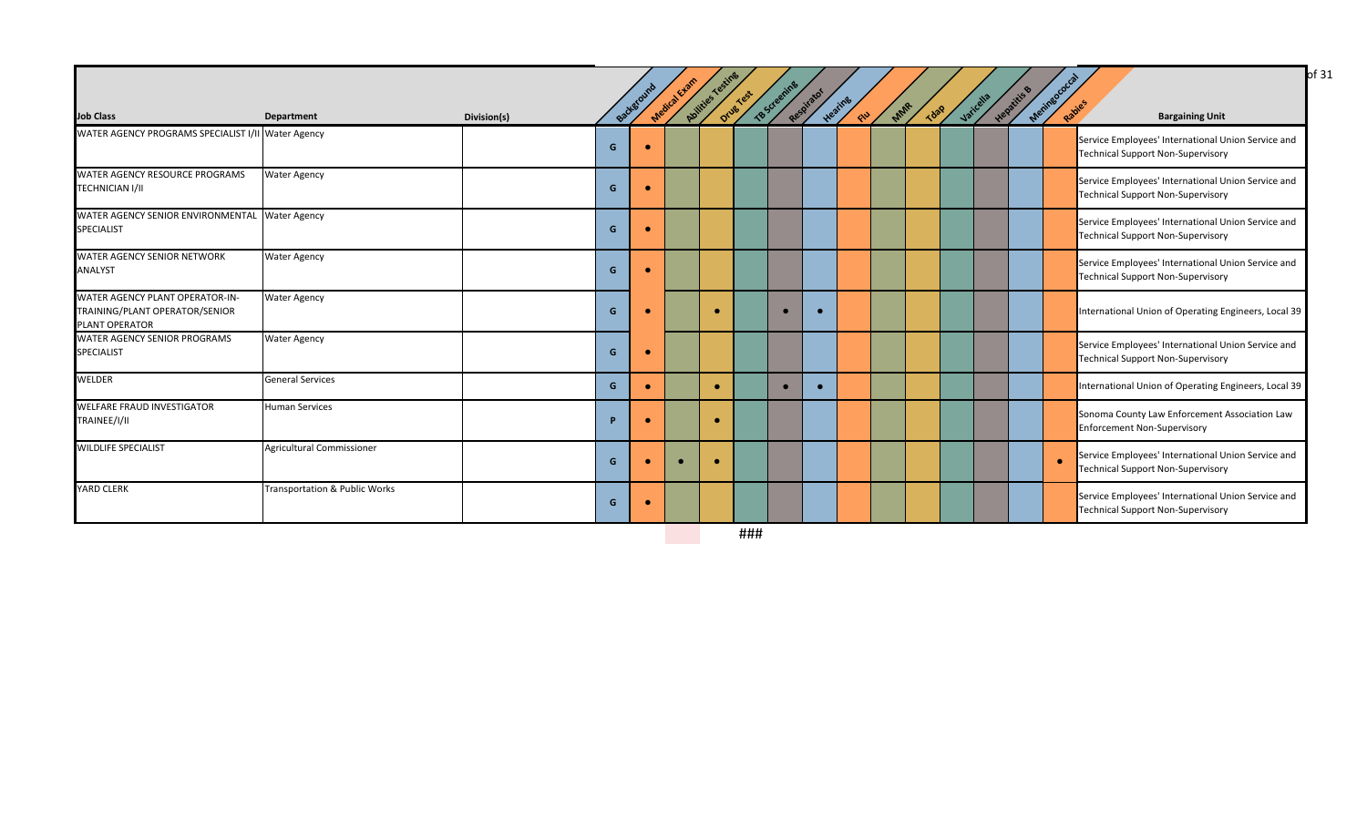| Job Class | Department | Division(s) | Background | Medical Exam | Abilities Testing | Drug Test | TB Screening | Respirator | Hearing | Flu | MMR | Tdap | Varicella | Hepatitis B | Meningococcal | Rabies | Bargaining Unit |
|---|---|---|---|---|---|---|---|---|---|---|---|---|---|---|---|---|---|
| WATER AGENCY PROGRAMS SPECIALIST I/II | Water Agency | | G | • | | | | | | | | | | | | | Service Employees' International Union Service and Technical Support Non-Supervisory |
| WATER AGENCY RESOURCE PROGRAMS TECHNICIAN I/II | Water Agency | | G | • | | | | | | | | | | | | | Service Employees' International Union Service and Technical Support Non-Supervisory |
| WATER AGENCY SENIOR ENVIRONMENTAL SPECIALIST | Water Agency | | G | • | | | | | | | | | | | | | Service Employees' International Union Service and Technical Support Non-Supervisory |
| WATER AGENCY SENIOR NETWORK ANALYST | Water Agency | | G | • | | | | | | | | | | | | | Service Employees' International Union Service and Technical Support Non-Supervisory |
| WATER AGENCY PLANT OPERATOR-IN-TRAINING/PLANT OPERATOR/SENIOR PLANT OPERATOR | Water Agency | | G | • | | • | | • | • | | | | | | | | International Union of Operating Engineers, Local 39 |
| WATER AGENCY SENIOR PROGRAMS SPECIALIST | Water Agency | | G | • | | | | | | | | | | | | | Service Employees' International Union Service and Technical Support Non-Supervisory |
| WELDER | General Services | | G | • | | • | | • | • | | | | | | | | International Union of Operating Engineers, Local 39 |
| WELFARE FRAUD INVESTIGATOR TRAINEE/I/II | Human Services | | P | • | | • | | | | | | | | | | | Sonoma County Law Enforcement Association Law Enforcement Non-Supervisory |
| WILDLIFE SPECIALIST | Agricultural Commissioner | | G | • | • | • | | | | | | | | | | • | Service Employees' International Union Service and Technical Support Non-Supervisory |
| YARD CLERK | Transportation & Public Works | | G | • | | | | | | | | | | | | | Service Employees' International Union Service and Technical Support Non-Supervisory |

###